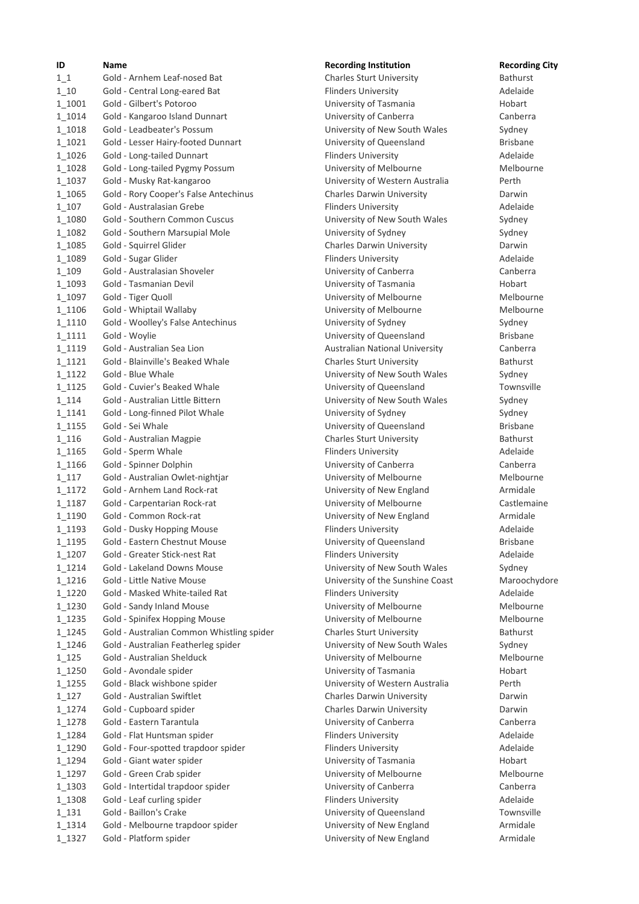| ID | Name | Recording Institution | Recording City |
|---|---|---|---|
| 1_1 | Gold - Arnhem Leaf-nosed Bat | Charles Sturt University | Bathurst |
| 1_10 | Gold - Central Long-eared Bat | Flinders University | Adelaide |
| 1_1001 | Gold - Gilbert's Potoroo | University of Tasmania | Hobart |
| 1_1014 | Gold - Kangaroo Island Dunnart | University of Canberra | Canberra |
| 1_1018 | Gold - Leadbeater's Possum | University of New South Wales | Sydney |
| 1_1021 | Gold - Lesser Hairy-footed Dunnart | University of Queensland | Brisbane |
| 1_1026 | Gold - Long-tailed Dunnart | Flinders University | Adelaide |
| 1_1028 | Gold - Long-tailed Pygmy Possum | University of Melbourne | Melbourne |
| 1_1037 | Gold - Musky Rat-kangaroo | University of Western Australia | Perth |
| 1_1065 | Gold - Rory Cooper's False Antechinus | Charles Darwin University | Darwin |
| 1_107 | Gold - Australasian Grebe | Flinders University | Adelaide |
| 1_1080 | Gold - Southern Common Cuscus | University of New South Wales | Sydney |
| 1_1082 | Gold - Southern Marsupial Mole | University of Sydney | Sydney |
| 1_1085 | Gold - Squirrel Glider | Charles Darwin University | Darwin |
| 1_1089 | Gold - Sugar Glider | Flinders University | Adelaide |
| 1_109 | Gold - Australasian Shoveler | University of Canberra | Canberra |
| 1_1093 | Gold - Tasmanian Devil | University of Tasmania | Hobart |
| 1_1097 | Gold - Tiger Quoll | University of Melbourne | Melbourne |
| 1_1106 | Gold - Whiptail Wallaby | University of Melbourne | Melbourne |
| 1_1110 | Gold - Woolley's False Antechinus | University of Sydney | Sydney |
| 1_1111 | Gold - Woylie | University of Queensland | Brisbane |
| 1_1119 | Gold - Australian Sea Lion | Australian National University | Canberra |
| 1_1121 | Gold - Blainville's Beaked Whale | Charles Sturt University | Bathurst |
| 1_1122 | Gold - Blue Whale | University of New South Wales | Sydney |
| 1_1125 | Gold - Cuvier's Beaked Whale | University of Queensland | Townsville |
| 1_114 | Gold - Australian Little Bittern | University of New South Wales | Sydney |
| 1_1141 | Gold - Long-finned Pilot Whale | University of Sydney | Sydney |
| 1_1155 | Gold - Sei Whale | University of Queensland | Brisbane |
| 1_116 | Gold - Australian Magpie | Charles Sturt University | Bathurst |
| 1_1165 | Gold - Sperm Whale | Flinders University | Adelaide |
| 1_1166 | Gold - Spinner Dolphin | University of Canberra | Canberra |
| 1_117 | Gold - Australian Owlet-nightjar | University of Melbourne | Melbourne |
| 1_1172 | Gold - Arnhem Land Rock-rat | University of New England | Armidale |
| 1_1187 | Gold - Carpentarian Rock-rat | University of Melbourne | Castlemaine |
| 1_1190 | Gold - Common Rock-rat | University of New England | Armidale |
| 1_1193 | Gold - Dusky Hopping Mouse | Flinders University | Adelaide |
| 1_1195 | Gold - Eastern Chestnut Mouse | University of Queensland | Brisbane |
| 1_1207 | Gold - Greater Stick-nest Rat | Flinders University | Adelaide |
| 1_1214 | Gold - Lakeland Downs Mouse | University of New South Wales | Sydney |
| 1_1216 | Gold - Little Native Mouse | University of the Sunshine Coast | Maroochydore |
| 1_1220 | Gold - Masked White-tailed Rat | Flinders University | Adelaide |
| 1_1230 | Gold - Sandy Inland Mouse | University of Melbourne | Melbourne |
| 1_1235 | Gold - Spinifex Hopping Mouse | University of Melbourne | Melbourne |
| 1_1245 | Gold - Australian Common Whistling spider | Charles Sturt University | Bathurst |
| 1_1246 | Gold - Australian Featherleg spider | University of New South Wales | Sydney |
| 1_125 | Gold - Australian Shelduck | University of Melbourne | Melbourne |
| 1_1250 | Gold - Avondale spider | University of Tasmania | Hobart |
| 1_1255 | Gold - Black wishbone spider | University of Western Australia | Perth |
| 1_127 | Gold - Australian Swiftlet | Charles Darwin University | Darwin |
| 1_1274 | Gold - Cupboard spider | Charles Darwin University | Darwin |
| 1_1278 | Gold - Eastern Tarantula | University of Canberra | Canberra |
| 1_1284 | Gold - Flat Huntsman spider | Flinders University | Adelaide |
| 1_1290 | Gold - Four-spotted trapdoor spider | Flinders University | Adelaide |
| 1_1294 | Gold - Giant water spider | University of Tasmania | Hobart |
| 1_1297 | Gold - Green Crab spider | University of Melbourne | Melbourne |
| 1_1303 | Gold - Intertidal trapdoor spider | University of Canberra | Canberra |
| 1_1308 | Gold - Leaf curling spider | Flinders University | Adelaide |
| 1_131 | Gold - Baillon's Crake | University of Queensland | Townsville |
| 1_1314 | Gold - Melbourne trapdoor spider | University of New England | Armidale |
| 1_1327 | Gold - Platform spider | University of New England | Armidale |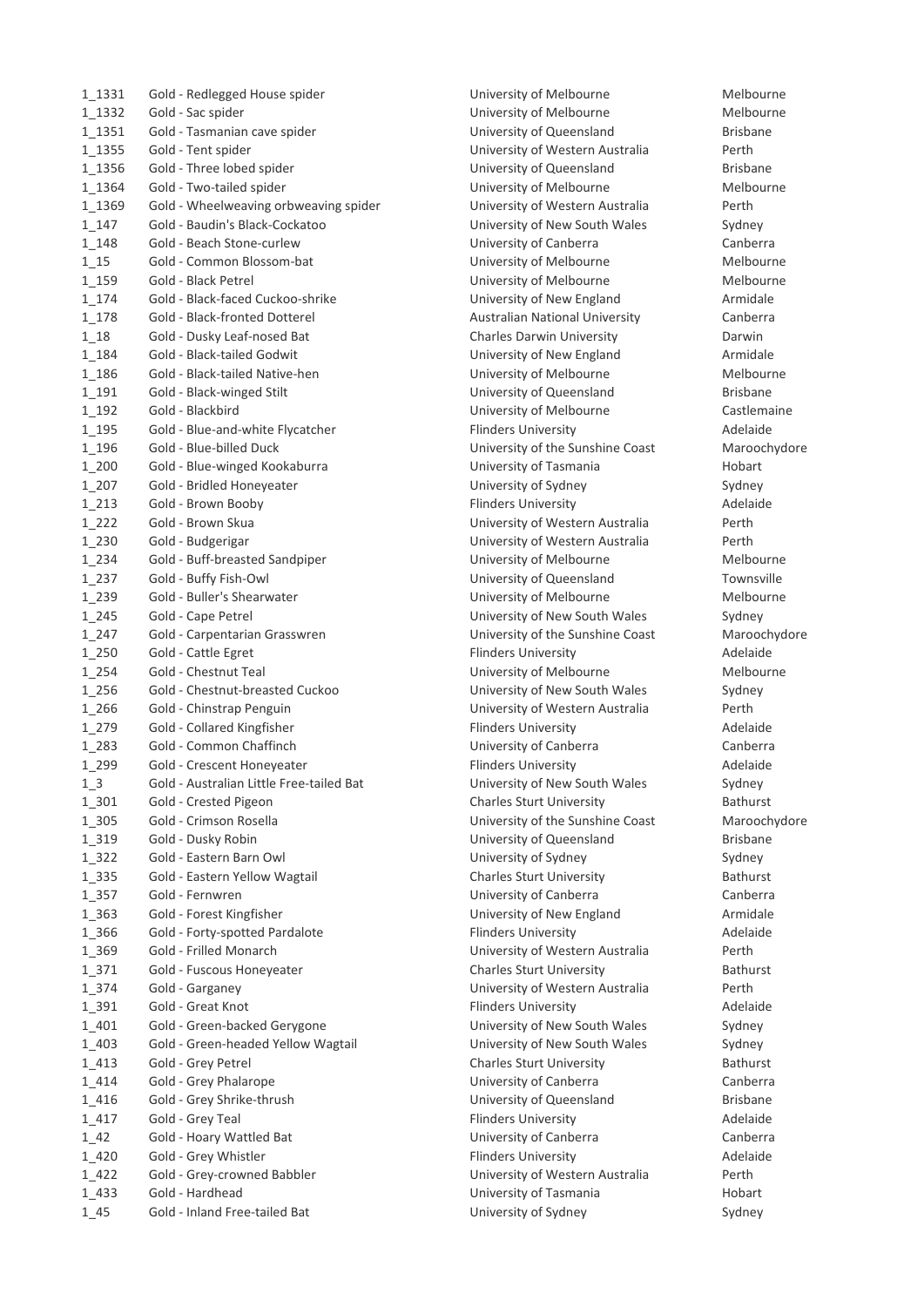| | | | |
|---|---|---|---|
| 1_1331 | Gold - Redlegged House spider | University of Melbourne | Melbourne |
| 1_1332 | Gold - Sac spider | University of Melbourne | Melbourne |
| 1_1351 | Gold - Tasmanian cave spider | University of Queensland | Brisbane |
| 1_1355 | Gold - Tent spider | University of Western Australia | Perth |
| 1_1356 | Gold - Three lobed spider | University of Queensland | Brisbane |
| 1_1364 | Gold - Two-tailed spider | University of Melbourne | Melbourne |
| 1_1369 | Gold - Wheelweaving orbweaving spider | University of Western Australia | Perth |
| 1_147 | Gold - Baudin's Black-Cockatoo | University of New South Wales | Sydney |
| 1_148 | Gold - Beach Stone-curlew | University of Canberra | Canberra |
| 1_15 | Gold - Common Blossom-bat | University of Melbourne | Melbourne |
| 1_159 | Gold - Black Petrel | University of Melbourne | Melbourne |
| 1_174 | Gold - Black-faced Cuckoo-shrike | University of New England | Armidale |
| 1_178 | Gold - Black-fronted Dotterel | Australian National University | Canberra |
| 1_18 | Gold - Dusky Leaf-nosed Bat | Charles Darwin University | Darwin |
| 1_184 | Gold - Black-tailed Godwit | University of New England | Armidale |
| 1_186 | Gold - Black-tailed Native-hen | University of Melbourne | Melbourne |
| 1_191 | Gold - Black-winged Stilt | University of Queensland | Brisbane |
| 1_192 | Gold - Blackbird | University of Melbourne | Castlemaine |
| 1_195 | Gold - Blue-and-white Flycatcher | Flinders University | Adelaide |
| 1_196 | Gold - Blue-billed Duck | University of the Sunshine Coast | Maroochydore |
| 1_200 | Gold - Blue-winged Kookaburra | University of Tasmania | Hobart |
| 1_207 | Gold - Bridled Honeyeater | University of Sydney | Sydney |
| 1_213 | Gold - Brown Booby | Flinders University | Adelaide |
| 1_222 | Gold - Brown Skua | University of Western Australia | Perth |
| 1_230 | Gold - Budgerigar | University of Western Australia | Perth |
| 1_234 | Gold - Buff-breasted Sandpiper | University of Melbourne | Melbourne |
| 1_237 | Gold - Buffy Fish-Owl | University of Queensland | Townsville |
| 1_239 | Gold - Buller's Shearwater | University of Melbourne | Melbourne |
| 1_245 | Gold - Cape Petrel | University of New South Wales | Sydney |
| 1_247 | Gold - Carpentarian Grasswren | University of the Sunshine Coast | Maroochydore |
| 1_250 | Gold - Cattle Egret | Flinders University | Adelaide |
| 1_254 | Gold - Chestnut Teal | University of Melbourne | Melbourne |
| 1_256 | Gold - Chestnut-breasted Cuckoo | University of New South Wales | Sydney |
| 1_266 | Gold - Chinstrap Penguin | University of Western Australia | Perth |
| 1_279 | Gold - Collared Kingfisher | Flinders University | Adelaide |
| 1_283 | Gold - Common Chaffinch | University of Canberra | Canberra |
| 1_299 | Gold - Crescent Honeyeater | Flinders University | Adelaide |
| 1_3 | Gold - Australian Little Free-tailed Bat | University of New South Wales | Sydney |
| 1_301 | Gold - Crested Pigeon | Charles Sturt University | Bathurst |
| 1_305 | Gold - Crimson Rosella | University of the Sunshine Coast | Maroochydore |
| 1_319 | Gold - Dusky Robin | University of Queensland | Brisbane |
| 1_322 | Gold - Eastern Barn Owl | University of Sydney | Sydney |
| 1_335 | Gold - Eastern Yellow Wagtail | Charles Sturt University | Bathurst |
| 1_357 | Gold - Fernwren | University of Canberra | Canberra |
| 1_363 | Gold - Forest Kingfisher | University of New England | Armidale |
| 1_366 | Gold - Forty-spotted Pardalote | Flinders University | Adelaide |
| 1_369 | Gold - Frilled Monarch | University of Western Australia | Perth |
| 1_371 | Gold - Fuscous Honeyeater | Charles Sturt University | Bathurst |
| 1_374 | Gold - Garganey | University of Western Australia | Perth |
| 1_391 | Gold - Great Knot | Flinders University | Adelaide |
| 1_401 | Gold - Green-backed Gerygone | University of New South Wales | Sydney |
| 1_403 | Gold - Green-headed Yellow Wagtail | University of New South Wales | Sydney |
| 1_413 | Gold - Grey Petrel | Charles Sturt University | Bathurst |
| 1_414 | Gold - Grey Phalarope | University of Canberra | Canberra |
| 1_416 | Gold - Grey Shrike-thrush | University of Queensland | Brisbane |
| 1_417 | Gold - Grey Teal | Flinders University | Adelaide |
| 1_42 | Gold - Hoary Wattled Bat | University of Canberra | Canberra |
| 1_420 | Gold - Grey Whistler | Flinders University | Adelaide |
| 1_422 | Gold - Grey-crowned Babbler | University of Western Australia | Perth |
| 1_433 | Gold - Hardhead | University of Tasmania | Hobart |
| 1_45 | Gold - Inland Free-tailed Bat | University of Sydney | Sydney |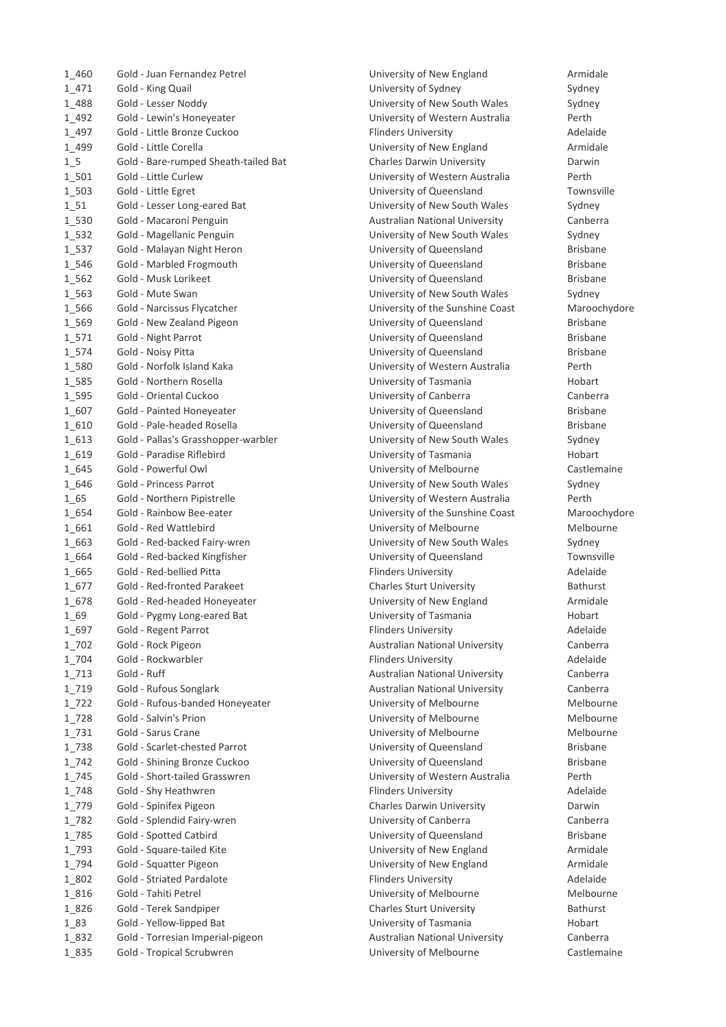| | | | |
|---|---|---|---|
| 1_460 | Gold - Juan Fernandez Petrel | University of New England | Armidale |
| 1_471 | Gold - King Quail | University of Sydney | Sydney |
| 1_488 | Gold - Lesser Noddy | University of New South Wales | Sydney |
| 1_492 | Gold - Lewin's Honeyeater | University of Western Australia | Perth |
| 1_497 | Gold - Little Bronze Cuckoo | Flinders University | Adelaide |
| 1_499 | Gold - Little Corella | University of New England | Armidale |
| 1_5 | Gold - Bare-rumped Sheath-tailed Bat | Charles Darwin University | Darwin |
| 1_501 | Gold - Little Curlew | University of Western Australia | Perth |
| 1_503 | Gold - Little Egret | University of Queensland | Townsville |
| 1_51 | Gold - Lesser Long-eared Bat | University of New South Wales | Sydney |
| 1_530 | Gold - Macaroni Penguin | Australian National University | Canberra |
| 1_532 | Gold - Magellanic Penguin | University of New South Wales | Sydney |
| 1_537 | Gold - Malayan Night Heron | University of Queensland | Brisbane |
| 1_546 | Gold - Marbled Frogmouth | University of Queensland | Brisbane |
| 1_562 | Gold - Musk Lorikeet | University of Queensland | Brisbane |
| 1_563 | Gold - Mute Swan | University of New South Wales | Sydney |
| 1_566 | Gold - Narcissus Flycatcher | University of the Sunshine Coast | Maroochydore |
| 1_569 | Gold - New Zealand Pigeon | University of Queensland | Brisbane |
| 1_571 | Gold - Night Parrot | University of Queensland | Brisbane |
| 1_574 | Gold - Noisy Pitta | University of Queensland | Brisbane |
| 1_580 | Gold - Norfolk Island Kaka | University of Western Australia | Perth |
| 1_585 | Gold - Northern Rosella | University of Tasmania | Hobart |
| 1_595 | Gold - Oriental Cuckoo | University of Canberra | Canberra |
| 1_607 | Gold - Painted Honeyeater | University of Queensland | Brisbane |
| 1_610 | Gold - Pale-headed Rosella | University of Queensland | Brisbane |
| 1_613 | Gold - Pallas's Grasshopper-warbler | University of New South Wales | Sydney |
| 1_619 | Gold - Paradise Riflebird | University of Tasmania | Hobart |
| 1_645 | Gold - Powerful Owl | University of Melbourne | Castlemaine |
| 1_646 | Gold - Princess Parrot | University of New South Wales | Sydney |
| 1_65 | Gold - Northern Pipistrelle | University of Western Australia | Perth |
| 1_654 | Gold - Rainbow Bee-eater | University of the Sunshine Coast | Maroochydore |
| 1_661 | Gold - Red Wattlebird | University of Melbourne | Melbourne |
| 1_663 | Gold - Red-backed Fairy-wren | University of New South Wales | Sydney |
| 1_664 | Gold - Red-backed Kingfisher | University of Queensland | Townsville |
| 1_665 | Gold - Red-bellied Pitta | Flinders University | Adelaide |
| 1_677 | Gold - Red-fronted Parakeet | Charles Sturt University | Bathurst |
| 1_678 | Gold - Red-headed Honeyeater | University of New England | Armidale |
| 1_69 | Gold - Pygmy Long-eared Bat | University of Tasmania | Hobart |
| 1_697 | Gold - Regent Parrot | Flinders University | Adelaide |
| 1_702 | Gold - Rock Pigeon | Australian National University | Canberra |
| 1_704 | Gold - Rockwarbler | Flinders University | Adelaide |
| 1_713 | Gold - Ruff | Australian National University | Canberra |
| 1_719 | Gold - Rufous Songlark | Australian National University | Canberra |
| 1_722 | Gold - Rufous-banded Honeyeater | University of Melbourne | Melbourne |
| 1_728 | Gold - Salvin's Prion | University of Melbourne | Melbourne |
| 1_731 | Gold - Sarus Crane | University of Melbourne | Melbourne |
| 1_738 | Gold - Scarlet-chested Parrot | University of Queensland | Brisbane |
| 1_742 | Gold - Shining Bronze Cuckoo | University of Queensland | Brisbane |
| 1_745 | Gold - Short-tailed Grasswren | University of Western Australia | Perth |
| 1_748 | Gold - Shy Heathwren | Flinders University | Adelaide |
| 1_779 | Gold - Spinifex Pigeon | Charles Darwin University | Darwin |
| 1_782 | Gold - Splendid Fairy-wren | University of Canberra | Canberra |
| 1_785 | Gold - Spotted Catbird | University of Queensland | Brisbane |
| 1_793 | Gold - Square-tailed Kite | University of New England | Armidale |
| 1_794 | Gold - Squatter Pigeon | University of New England | Armidale |
| 1_802 | Gold - Striated Pardalote | Flinders University | Adelaide |
| 1_816 | Gold - Tahiti Petrel | University of Melbourne | Melbourne |
| 1_826 | Gold - Terek Sandpiper | Charles Sturt University | Bathurst |
| 1_83 | Gold - Yellow-lipped Bat | University of Tasmania | Hobart |
| 1_832 | Gold - Torresian Imperial-pigeon | Australian National University | Canberra |
| 1_835 | Gold - Tropical Scrubwren | University of Melbourne | Castlemaine |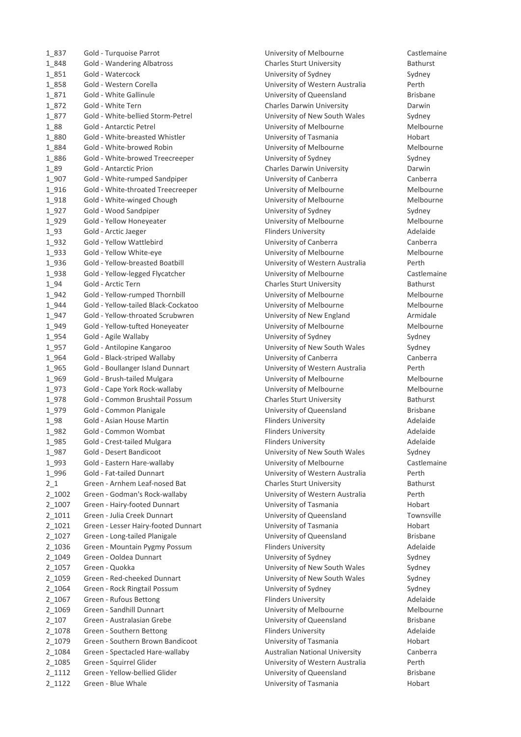| | | | |
|---|---|---|---|
| 1_837 | Gold - Turquoise Parrot | University of Melbourne | Castlemaine |
| 1_848 | Gold - Wandering Albatross | Charles Sturt University | Bathurst |
| 1_851 | Gold - Watercock | University of Sydney | Sydney |
| 1_858 | Gold - Western Corella | University of Western Australia | Perth |
| 1_871 | Gold - White Gallinule | University of Queensland | Brisbane |
| 1_872 | Gold - White Tern | Charles Darwin University | Darwin |
| 1_877 | Gold - White-bellied Storm-Petrel | University of New South Wales | Sydney |
| 1_88 | Gold - Antarctic Petrel | University of Melbourne | Melbourne |
| 1_880 | Gold - White-breasted Whistler | University of Tasmania | Hobart |
| 1_884 | Gold - White-browed Robin | University of Melbourne | Melbourne |
| 1_886 | Gold - White-browed Treecreeper | University of Sydney | Sydney |
| 1_89 | Gold - Antarctic Prion | Charles Darwin University | Darwin |
| 1_907 | Gold - White-rumped Sandpiper | University of Canberra | Canberra |
| 1_916 | Gold - White-throated Treecreeper | University of Melbourne | Melbourne |
| 1_918 | Gold - White-winged Chough | University of Melbourne | Melbourne |
| 1_927 | Gold - Wood Sandpiper | University of Sydney | Sydney |
| 1_929 | Gold - Yellow Honeyeater | University of Melbourne | Melbourne |
| 1_93 | Gold - Arctic Jaeger | Flinders University | Adelaide |
| 1_932 | Gold - Yellow Wattlebird | University of Canberra | Canberra |
| 1_933 | Gold - Yellow White-eye | University of Melbourne | Melbourne |
| 1_936 | Gold - Yellow-breasted Boatbill | University of Western Australia | Perth |
| 1_938 | Gold - Yellow-legged Flycatcher | University of Melbourne | Castlemaine |
| 1_94 | Gold - Arctic Tern | Charles Sturt University | Bathurst |
| 1_942 | Gold - Yellow-rumped Thornbill | University of Melbourne | Melbourne |
| 1_944 | Gold - Yellow-tailed Black-Cockatoo | University of Melbourne | Melbourne |
| 1_947 | Gold - Yellow-throated Scrubwren | University of New England | Armidale |
| 1_949 | Gold - Yellow-tufted Honeyeater | University of Melbourne | Melbourne |
| 1_954 | Gold - Agile Wallaby | University of Sydney | Sydney |
| 1_957 | Gold - Antilopine Kangaroo | University of New South Wales | Sydney |
| 1_964 | Gold - Black-striped Wallaby | University of Canberra | Canberra |
| 1_965 | Gold - Boullanger Island Dunnart | University of Western Australia | Perth |
| 1_969 | Gold - Brush-tailed Mulgara | University of Melbourne | Melbourne |
| 1_973 | Gold - Cape York Rock-wallaby | University of Melbourne | Melbourne |
| 1_978 | Gold - Common Brushtail Possum | Charles Sturt University | Bathurst |
| 1_979 | Gold - Common Planigale | University of Queensland | Brisbane |
| 1_98 | Gold - Asian House Martin | Flinders University | Adelaide |
| 1_982 | Gold - Common Wombat | Flinders University | Adelaide |
| 1_985 | Gold - Crest-tailed Mulgara | Flinders University | Adelaide |
| 1_987 | Gold - Desert Bandicoot | University of New South Wales | Sydney |
| 1_993 | Gold - Eastern Hare-wallaby | University of Melbourne | Castlemaine |
| 1_996 | Gold - Fat-tailed Dunnart | University of Western Australia | Perth |
| 2_1 | Green - Arnhem Leaf-nosed Bat | Charles Sturt University | Bathurst |
| 2_1002 | Green - Godman's Rock-wallaby | University of Western Australia | Perth |
| 2_1007 | Green - Hairy-footed Dunnart | University of Tasmania | Hobart |
| 2_1011 | Green - Julia Creek Dunnart | University of Queensland | Townsville |
| 2_1021 | Green - Lesser Hairy-footed Dunnart | University of Tasmania | Hobart |
| 2_1027 | Green - Long-tailed Planigale | University of Queensland | Brisbane |
| 2_1036 | Green - Mountain Pygmy Possum | Flinders University | Adelaide |
| 2_1049 | Green - Ooldea Dunnart | University of Sydney | Sydney |
| 2_1057 | Green - Quokka | University of New South Wales | Sydney |
| 2_1059 | Green - Red-cheeked Dunnart | University of New South Wales | Sydney |
| 2_1064 | Green - Rock Ringtail Possum | University of Sydney | Sydney |
| 2_1067 | Green - Rufous Bettong | Flinders University | Adelaide |
| 2_1069 | Green - Sandhill Dunnart | University of Melbourne | Melbourne |
| 2_107 | Green - Australasian Grebe | University of Queensland | Brisbane |
| 2_1078 | Green - Southern Bettong | Flinders University | Adelaide |
| 2_1079 | Green - Southern Brown Bandicoot | University of Tasmania | Hobart |
| 2_1084 | Green - Spectacled Hare-wallaby | Australian National University | Canberra |
| 2_1085 | Green - Squirrel Glider | University of Western Australia | Perth |
| 2_1112 | Green - Yellow-bellied Glider | University of Queensland | Brisbane |
| 2_1122 | Green - Blue Whale | University of Tasmania | Hobart |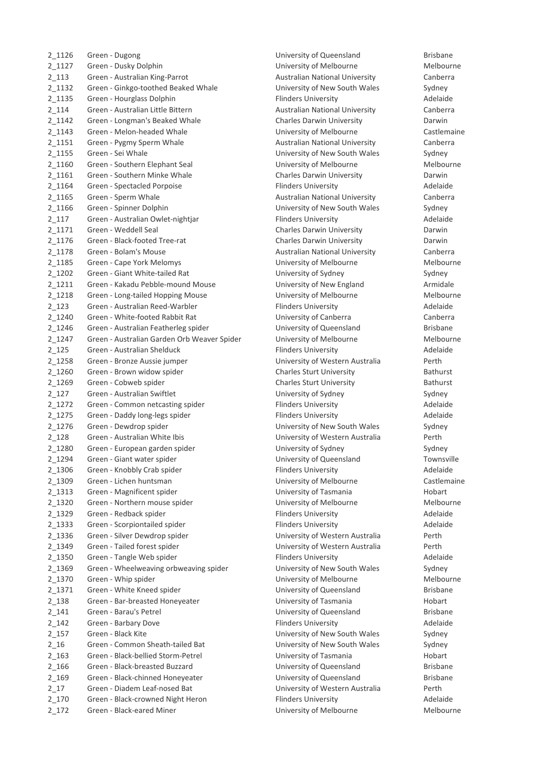| | | | |
|---|---|---|---|
| 2_1126 | Green - Dugong | University of Queensland | Brisbane |
| 2_1127 | Green - Dusky Dolphin | University of Melbourne | Melbourne |
| 2_113 | Green - Australian King-Parrot | Australian National University | Canberra |
| 2_1132 | Green - Ginkgo-toothed Beaked Whale | University of New South Wales | Sydney |
| 2_1135 | Green - Hourglass Dolphin | Flinders University | Adelaide |
| 2_114 | Green - Australian Little Bittern | Australian National University | Canberra |
| 2_1142 | Green - Longman's Beaked Whale | Charles Darwin University | Darwin |
| 2_1143 | Green - Melon-headed Whale | University of Melbourne | Castlemaine |
| 2_1151 | Green - Pygmy Sperm Whale | Australian National University | Canberra |
| 2_1155 | Green - Sei Whale | University of New South Wales | Sydney |
| 2_1160 | Green - Southern Elephant Seal | University of Melbourne | Melbourne |
| 2_1161 | Green - Southern Minke Whale | Charles Darwin University | Darwin |
| 2_1164 | Green - Spectacled Porpoise | Flinders University | Adelaide |
| 2_1165 | Green - Sperm Whale | Australian National University | Canberra |
| 2_1166 | Green - Spinner Dolphin | University of New South Wales | Sydney |
| 2_117 | Green - Australian Owlet-nightjar | Flinders University | Adelaide |
| 2_1171 | Green - Weddell Seal | Charles Darwin University | Darwin |
| 2_1176 | Green - Black-footed Tree-rat | Charles Darwin University | Darwin |
| 2_1178 | Green - Bolam's Mouse | Australian National University | Canberra |
| 2_1185 | Green - Cape York Melomys | University of Melbourne | Melbourne |
| 2_1202 | Green - Giant White-tailed Rat | University of Sydney | Sydney |
| 2_1211 | Green - Kakadu Pebble-mound Mouse | University of New England | Armidale |
| 2_1218 | Green - Long-tailed Hopping Mouse | University of Melbourne | Melbourne |
| 2_123 | Green - Australian Reed-Warbler | Flinders University | Adelaide |
| 2_1240 | Green - White-footed Rabbit Rat | University of Canberra | Canberra |
| 2_1246 | Green - Australian Featherleg spider | University of Queensland | Brisbane |
| 2_1247 | Green - Australian Garden Orb Weaver Spider | University of Melbourne | Melbourne |
| 2_125 | Green - Australian Shelduck | Flinders University | Adelaide |
| 2_1258 | Green - Bronze Aussie jumper | University of Western Australia | Perth |
| 2_1260 | Green - Brown widow spider | Charles Sturt University | Bathurst |
| 2_1269 | Green - Cobweb spider | Charles Sturt University | Bathurst |
| 2_127 | Green - Australian Swiftlet | University of Sydney | Sydney |
| 2_1272 | Green - Common netcasting spider | Flinders University | Adelaide |
| 2_1275 | Green - Daddy long-legs spider | Flinders University | Adelaide |
| 2_1276 | Green - Dewdrop spider | University of New South Wales | Sydney |
| 2_128 | Green - Australian White Ibis | University of Western Australia | Perth |
| 2_1280 | Green - European garden spider | University of Sydney | Sydney |
| 2_1294 | Green - Giant water spider | University of Queensland | Townsville |
| 2_1306 | Green - Knobbly Crab spider | Flinders University | Adelaide |
| 2_1309 | Green - Lichen huntsman | University of Melbourne | Castlemaine |
| 2_1313 | Green - Magnificent spider | University of Tasmania | Hobart |
| 2_1320 | Green - Northern mouse spider | University of Melbourne | Melbourne |
| 2_1329 | Green - Redback spider | Flinders University | Adelaide |
| 2_1333 | Green - Scorpiontailed spider | Flinders University | Adelaide |
| 2_1336 | Green - Silver Dewdrop spider | University of Western Australia | Perth |
| 2_1349 | Green - Tailed forest spider | University of Western Australia | Perth |
| 2_1350 | Green - Tangle Web spider | Flinders University | Adelaide |
| 2_1369 | Green - Wheelweaving orbweaving spider | University of New South Wales | Sydney |
| 2_1370 | Green - Whip spider | University of Melbourne | Melbourne |
| 2_1371 | Green - White Kneed spider | University of Queensland | Brisbane |
| 2_138 | Green - Bar-breasted Honeyeater | University of Tasmania | Hobart |
| 2_141 | Green - Barau's Petrel | University of Queensland | Brisbane |
| 2_142 | Green - Barbary Dove | Flinders University | Adelaide |
| 2_157 | Green - Black Kite | University of New South Wales | Sydney |
| 2_16 | Green - Common Sheath-tailed Bat | University of New South Wales | Sydney |
| 2_163 | Green - Black-bellied Storm-Petrel | University of Tasmania | Hobart |
| 2_166 | Green - Black-breasted Buzzard | University of Queensland | Brisbane |
| 2_169 | Green - Black-chinned Honeyeater | University of Queensland | Brisbane |
| 2_17 | Green - Diadem Leaf-nosed Bat | University of Western Australia | Perth |
| 2_170 | Green - Black-crowned Night Heron | Flinders University | Adelaide |
| 2_172 | Green - Black-eared Miner | University of Melbourne | Melbourne |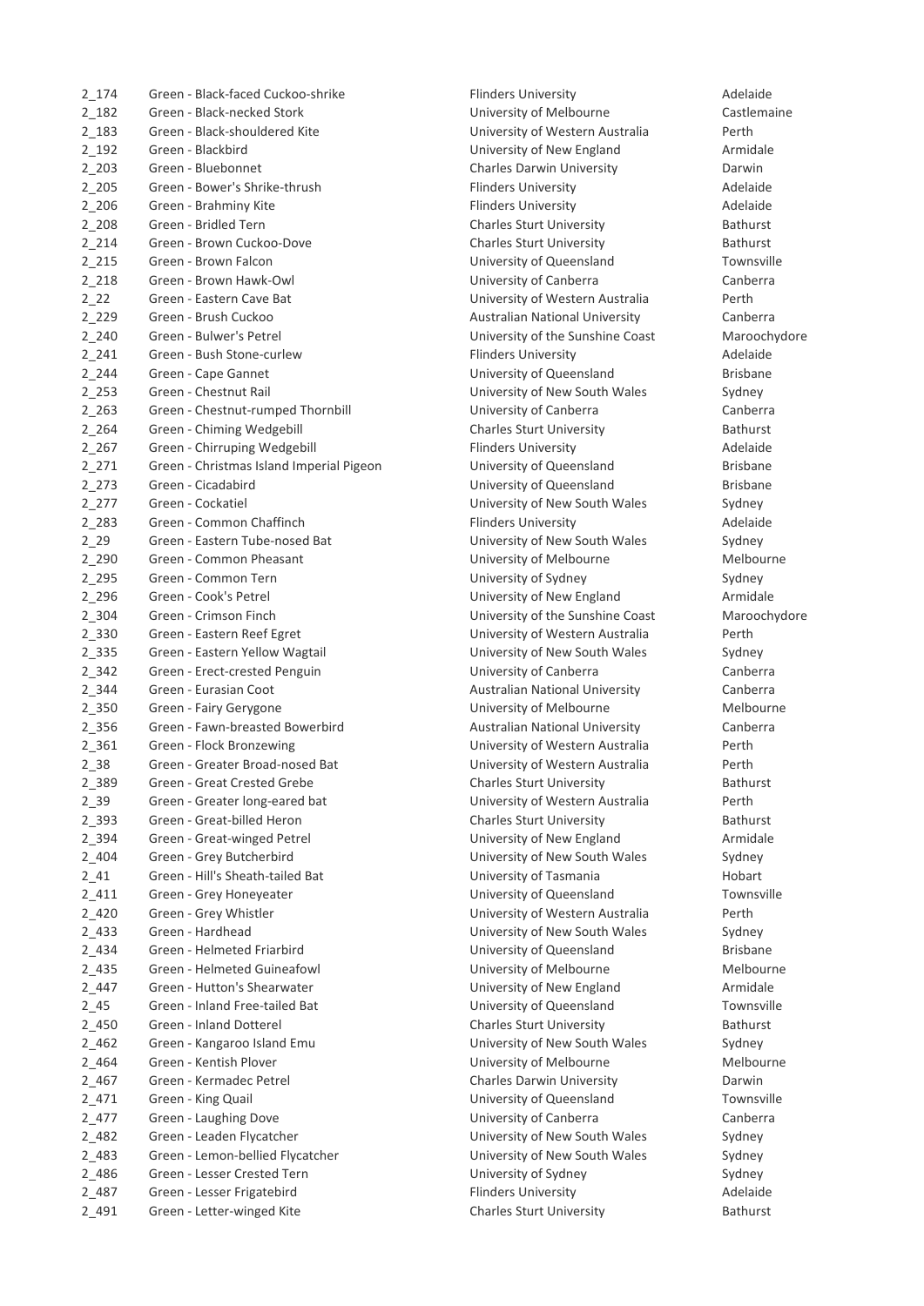| | | | |
|---|---|---|---|
| 2_174 | Green - Black-faced Cuckoo-shrike | Flinders University | Adelaide |
| 2_182 | Green - Black-necked Stork | University of Melbourne | Castlemaine |
| 2_183 | Green - Black-shouldered Kite | University of Western Australia | Perth |
| 2_192 | Green - Blackbird | University of New England | Armidale |
| 2_203 | Green - Bluebonnet | Charles Darwin University | Darwin |
| 2_205 | Green - Bower's Shrike-thrush | Flinders University | Adelaide |
| 2_206 | Green - Brahminy Kite | Flinders University | Adelaide |
| 2_208 | Green - Bridled Tern | Charles Sturt University | Bathurst |
| 2_214 | Green - Brown Cuckoo-Dove | Charles Sturt University | Bathurst |
| 2_215 | Green - Brown Falcon | University of Queensland | Townsville |
| 2_218 | Green - Brown Hawk-Owl | University of Canberra | Canberra |
| 2_22 | Green - Eastern Cave Bat | University of Western Australia | Perth |
| 2_229 | Green - Brush Cuckoo | Australian National University | Canberra |
| 2_240 | Green - Bulwer's Petrel | University of the Sunshine Coast | Maroochydore |
| 2_241 | Green - Bush Stone-curlew | Flinders University | Adelaide |
| 2_244 | Green - Cape Gannet | University of Queensland | Brisbane |
| 2_253 | Green - Chestnut Rail | University of New South Wales | Sydney |
| 2_263 | Green - Chestnut-rumped Thornbill | University of Canberra | Canberra |
| 2_264 | Green - Chiming Wedgebill | Charles Sturt University | Bathurst |
| 2_267 | Green - Chirruping Wedgebill | Flinders University | Adelaide |
| 2_271 | Green - Christmas Island Imperial Pigeon | University of Queensland | Brisbane |
| 2_273 | Green - Cicadabird | University of Queensland | Brisbane |
| 2_277 | Green - Cockatiel | University of New South Wales | Sydney |
| 2_283 | Green - Common Chaffinch | Flinders University | Adelaide |
| 2_29 | Green - Eastern Tube-nosed Bat | University of New South Wales | Sydney |
| 2_290 | Green - Common Pheasant | University of Melbourne | Melbourne |
| 2_295 | Green - Common Tern | University of Sydney | Sydney |
| 2_296 | Green - Cook's Petrel | University of New England | Armidale |
| 2_304 | Green - Crimson Finch | University of the Sunshine Coast | Maroochydore |
| 2_330 | Green - Eastern Reef Egret | University of Western Australia | Perth |
| 2_335 | Green - Eastern Yellow Wagtail | University of New South Wales | Sydney |
| 2_342 | Green - Erect-crested Penguin | University of Canberra | Canberra |
| 2_344 | Green - Eurasian Coot | Australian National University | Canberra |
| 2_350 | Green - Fairy Gerygone | University of Melbourne | Melbourne |
| 2_356 | Green - Fawn-breasted Bowerbird | Australian National University | Canberra |
| 2_361 | Green - Flock Bronzewing | University of Western Australia | Perth |
| 2_38 | Green - Greater Broad-nosed Bat | University of Western Australia | Perth |
| 2_389 | Green - Great Crested Grebe | Charles Sturt University | Bathurst |
| 2_39 | Green - Greater long-eared bat | University of Western Australia | Perth |
| 2_393 | Green - Great-billed Heron | Charles Sturt University | Bathurst |
| 2_394 | Green - Great-winged Petrel | University of New England | Armidale |
| 2_404 | Green - Grey Butcherbird | University of New South Wales | Sydney |
| 2_41 | Green - Hill's Sheath-tailed Bat | University of Tasmania | Hobart |
| 2_411 | Green - Grey Honeyeater | University of Queensland | Townsville |
| 2_420 | Green - Grey Whistler | University of Western Australia | Perth |
| 2_433 | Green - Hardhead | University of New South Wales | Sydney |
| 2_434 | Green - Helmeted Friarbird | University of Queensland | Brisbane |
| 2_435 | Green - Helmeted Guineafowl | University of Melbourne | Melbourne |
| 2_447 | Green - Hutton's Shearwater | University of New England | Armidale |
| 2_45 | Green - Inland Free-tailed Bat | University of Queensland | Townsville |
| 2_450 | Green - Inland Dotterel | Charles Sturt University | Bathurst |
| 2_462 | Green - Kangaroo Island Emu | University of New South Wales | Sydney |
| 2_464 | Green - Kentish Plover | University of Melbourne | Melbourne |
| 2_467 | Green - Kermadec Petrel | Charles Darwin University | Darwin |
| 2_471 | Green - King Quail | University of Queensland | Townsville |
| 2_477 | Green - Laughing Dove | University of Canberra | Canberra |
| 2_482 | Green - Leaden Flycatcher | University of New South Wales | Sydney |
| 2_483 | Green - Lemon-bellied Flycatcher | University of New South Wales | Sydney |
| 2_486 | Green - Lesser Crested Tern | University of Sydney | Sydney |
| 2_487 | Green - Lesser Frigatebird | Flinders University | Adelaide |
| 2_491 | Green - Letter-winged Kite | Charles Sturt University | Bathurst |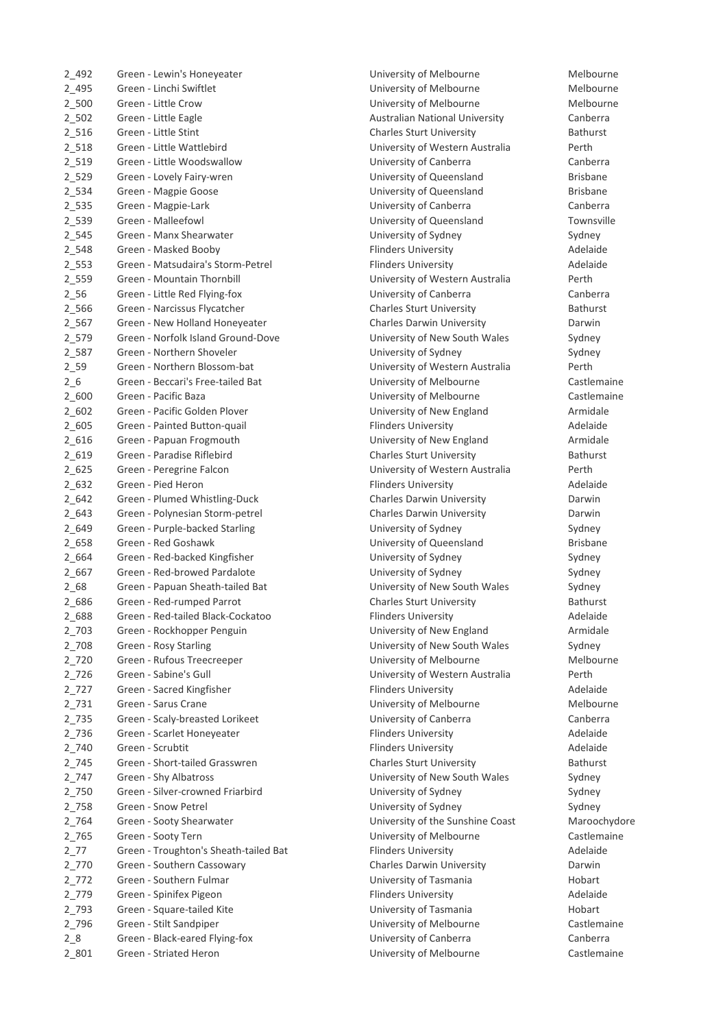| | | | |
|---|---|---|---|
| 2_492 | Green - Lewin's Honeyeater | University of Melbourne | Melbourne |
| 2_495 | Green - Linchi Swiftlet | University of Melbourne | Melbourne |
| 2_500 | Green - Little Crow | University of Melbourne | Melbourne |
| 2_502 | Green - Little Eagle | Australian National University | Canberra |
| 2_516 | Green - Little Stint | Charles Sturt University | Bathurst |
| 2_518 | Green - Little Wattlebird | University of Western Australia | Perth |
| 2_519 | Green - Little Woodswallow | University of Canberra | Canberra |
| 2_529 | Green - Lovely Fairy-wren | University of Queensland | Brisbane |
| 2_534 | Green - Magpie Goose | University of Queensland | Brisbane |
| 2_535 | Green - Magpie-Lark | University of Canberra | Canberra |
| 2_539 | Green - Malleefowl | University of Queensland | Townsville |
| 2_545 | Green - Manx Shearwater | University of Sydney | Sydney |
| 2_548 | Green - Masked Booby | Flinders University | Adelaide |
| 2_553 | Green - Matsudaira's Storm-Petrel | Flinders University | Adelaide |
| 2_559 | Green - Mountain Thornbill | University of Western Australia | Perth |
| 2_56 | Green - Little Red Flying-fox | University of Canberra | Canberra |
| 2_566 | Green - Narcissus Flycatcher | Charles Sturt University | Bathurst |
| 2_567 | Green - New Holland Honeyeater | Charles Darwin University | Darwin |
| 2_579 | Green - Norfolk Island Ground-Dove | University of New South Wales | Sydney |
| 2_587 | Green - Northern Shoveler | University of Sydney | Sydney |
| 2_59 | Green - Northern Blossom-bat | University of Western Australia | Perth |
| 2_6 | Green - Beccari's Free-tailed Bat | University of Melbourne | Castlemaine |
| 2_600 | Green - Pacific Baza | University of Melbourne | Castlemaine |
| 2_602 | Green - Pacific Golden Plover | University of New England | Armidale |
| 2_605 | Green - Painted Button-quail | Flinders University | Adelaide |
| 2_616 | Green - Papuan Frogmouth | University of New England | Armidale |
| 2_619 | Green - Paradise Riflebird | Charles Sturt University | Bathurst |
| 2_625 | Green - Peregrine Falcon | University of Western Australia | Perth |
| 2_632 | Green - Pied Heron | Flinders University | Adelaide |
| 2_642 | Green - Plumed Whistling-Duck | Charles Darwin University | Darwin |
| 2_643 | Green - Polynesian Storm-petrel | Charles Darwin University | Darwin |
| 2_649 | Green - Purple-backed Starling | University of Sydney | Sydney |
| 2_658 | Green - Red Goshawk | University of Queensland | Brisbane |
| 2_664 | Green - Red-backed Kingfisher | University of Sydney | Sydney |
| 2_667 | Green - Red-browed Pardalote | University of Sydney | Sydney |
| 2_68 | Green - Papuan Sheath-tailed Bat | University of New South Wales | Sydney |
| 2_686 | Green - Red-rumped Parrot | Charles Sturt University | Bathurst |
| 2_688 | Green - Red-tailed Black-Cockatoo | Flinders University | Adelaide |
| 2_703 | Green - Rockhopper Penguin | University of New England | Armidale |
| 2_708 | Green - Rosy Starling | University of New South Wales | Sydney |
| 2_720 | Green - Rufous Treecreeper | University of Melbourne | Melbourne |
| 2_726 | Green - Sabine's Gull | University of Western Australia | Perth |
| 2_727 | Green - Sacred Kingfisher | Flinders University | Adelaide |
| 2_731 | Green - Sarus Crane | University of Melbourne | Melbourne |
| 2_735 | Green - Scaly-breasted Lorikeet | University of Canberra | Canberra |
| 2_736 | Green - Scarlet Honeyeater | Flinders University | Adelaide |
| 2_740 | Green - Scrubtit | Flinders University | Adelaide |
| 2_745 | Green - Short-tailed Grasswren | Charles Sturt University | Bathurst |
| 2_747 | Green - Shy Albatross | University of New South Wales | Sydney |
| 2_750 | Green - Silver-crowned Friarbird | University of Sydney | Sydney |
| 2_758 | Green - Snow Petrel | University of Sydney | Sydney |
| 2_764 | Green - Sooty Shearwater | University of the Sunshine Coast | Maroochydore |
| 2_765 | Green - Sooty Tern | University of Melbourne | Castlemaine |
| 2_77 | Green - Troughton's Sheath-tailed Bat | Flinders University | Adelaide |
| 2_770 | Green - Southern Cassowary | Charles Darwin University | Darwin |
| 2_772 | Green - Southern Fulmar | University of Tasmania | Hobart |
| 2_779 | Green - Spinifex Pigeon | Flinders University | Adelaide |
| 2_793 | Green - Square-tailed Kite | University of Tasmania | Hobart |
| 2_796 | Green - Stilt Sandpiper | University of Melbourne | Castlemaine |
| 2_8 | Green - Black-eared Flying-fox | University of Canberra | Canberra |
| 2_801 | Green - Striated Heron | University of Melbourne | Castlemaine |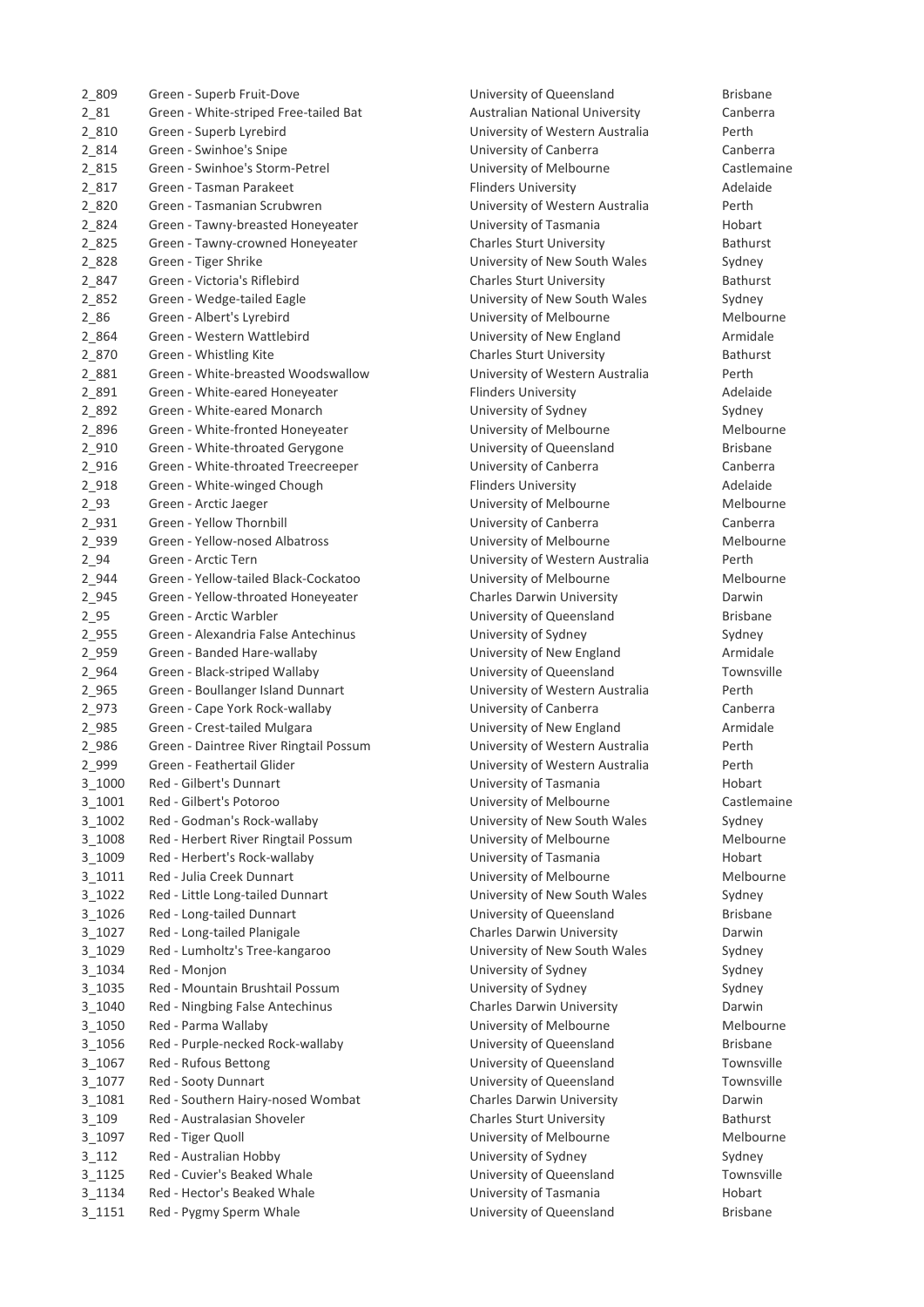| | | | |
|---|---|---|---|
| 2_809 | Green - Superb Fruit-Dove | University of Queensland | Brisbane |
| 2_81 | Green - White-striped Free-tailed Bat | Australian National University | Canberra |
| 2_810 | Green - Superb Lyrebird | University of Western Australia | Perth |
| 2_814 | Green - Swinhoe's Snipe | University of Canberra | Canberra |
| 2_815 | Green - Swinhoe's Storm-Petrel | University of Melbourne | Castlemaine |
| 2_817 | Green - Tasman Parakeet | Flinders University | Adelaide |
| 2_820 | Green - Tasmanian Scrubwren | University of Western Australia | Perth |
| 2_824 | Green - Tawny-breasted Honeyeater | University of Tasmania | Hobart |
| 2_825 | Green - Tawny-crowned Honeyeater | Charles Sturt University | Bathurst |
| 2_828 | Green - Tiger Shrike | University of New South Wales | Sydney |
| 2_847 | Green - Victoria's Riflebird | Charles Sturt University | Bathurst |
| 2_852 | Green - Wedge-tailed Eagle | University of New South Wales | Sydney |
| 2_86 | Green - Albert's Lyrebird | University of Melbourne | Melbourne |
| 2_864 | Green - Western Wattlebird | University of New England | Armidale |
| 2_870 | Green - Whistling Kite | Charles Sturt University | Bathurst |
| 2_881 | Green - White-breasted Woodswallow | University of Western Australia | Perth |
| 2_891 | Green - White-eared Honeyeater | Flinders University | Adelaide |
| 2_892 | Green - White-eared Monarch | University of Sydney | Sydney |
| 2_896 | Green - White-fronted Honeyeater | University of Melbourne | Melbourne |
| 2_910 | Green - White-throated Gerygone | University of Queensland | Brisbane |
| 2_916 | Green - White-throated Treecreeper | University of Canberra | Canberra |
| 2_918 | Green - White-winged Chough | Flinders University | Adelaide |
| 2_93 | Green - Arctic Jaeger | University of Melbourne | Melbourne |
| 2_931 | Green - Yellow Thornbill | University of Canberra | Canberra |
| 2_939 | Green - Yellow-nosed Albatross | University of Melbourne | Melbourne |
| 2_94 | Green - Arctic Tern | University of Western Australia | Perth |
| 2_944 | Green - Yellow-tailed Black-Cockatoo | University of Melbourne | Melbourne |
| 2_945 | Green - Yellow-throated Honeyeater | Charles Darwin University | Darwin |
| 2_95 | Green - Arctic Warbler | University of Queensland | Brisbane |
| 2_955 | Green - Alexandria False Antechinus | University of Sydney | Sydney |
| 2_959 | Green - Banded Hare-wallaby | University of New England | Armidale |
| 2_964 | Green - Black-striped Wallaby | University of Queensland | Townsville |
| 2_965 | Green - Boullanger Island Dunnart | University of Western Australia | Perth |
| 2_973 | Green - Cape York Rock-wallaby | University of Canberra | Canberra |
| 2_985 | Green - Crest-tailed Mulgara | University of New England | Armidale |
| 2_986 | Green - Daintree River Ringtail Possum | University of Western Australia | Perth |
| 2_999 | Green - Feathertail Glider | University of Western Australia | Perth |
| 3_1000 | Red - Gilbert's Dunnart | University of Tasmania | Hobart |
| 3_1001 | Red - Gilbert's Potoroo | University of Melbourne | Castlemaine |
| 3_1002 | Red - Godman's Rock-wallaby | University of New South Wales | Sydney |
| 3_1008 | Red - Herbert River Ringtail Possum | University of Melbourne | Melbourne |
| 3_1009 | Red - Herbert's Rock-wallaby | University of Tasmania | Hobart |
| 3_1011 | Red - Julia Creek Dunnart | University of Melbourne | Melbourne |
| 3_1022 | Red - Little Long-tailed Dunnart | University of New South Wales | Sydney |
| 3_1026 | Red - Long-tailed Dunnart | University of Queensland | Brisbane |
| 3_1027 | Red - Long-tailed Planigale | Charles Darwin University | Darwin |
| 3_1029 | Red - Lumholtz's Tree-kangaroo | University of New South Wales | Sydney |
| 3_1034 | Red - Monjon | University of Sydney | Sydney |
| 3_1035 | Red - Mountain Brushtail Possum | University of Sydney | Sydney |
| 3_1040 | Red - Ningbing False Antechinus | Charles Darwin University | Darwin |
| 3_1050 | Red - Parma Wallaby | University of Melbourne | Melbourne |
| 3_1056 | Red - Purple-necked Rock-wallaby | University of Queensland | Brisbane |
| 3_1067 | Red - Rufous Bettong | University of Queensland | Townsville |
| 3_1077 | Red - Sooty Dunnart | University of Queensland | Townsville |
| 3_1081 | Red - Southern Hairy-nosed Wombat | Charles Darwin University | Darwin |
| 3_109 | Red - Australasian Shoveler | Charles Sturt University | Bathurst |
| 3_1097 | Red - Tiger Quoll | University of Melbourne | Melbourne |
| 3_112 | Red - Australian Hobby | University of Sydney | Sydney |
| 3_1125 | Red - Cuvier's Beaked Whale | University of Queensland | Townsville |
| 3_1134 | Red - Hector's Beaked Whale | University of Tasmania | Hobart |
| 3_1151 | Red - Pygmy Sperm Whale | University of Queensland | Brisbane |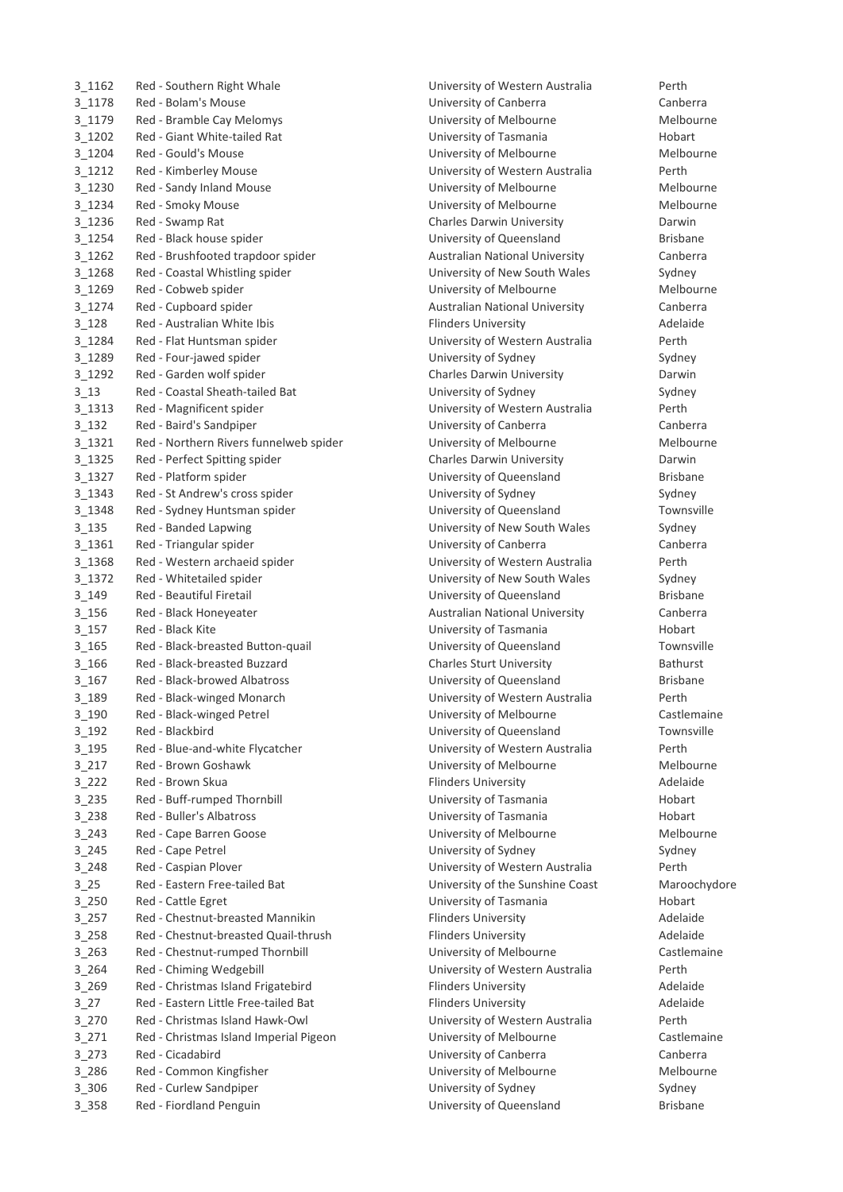| | | | |
|---|---|---|---|
| 3_1162 | Red - Southern Right Whale | University of Western Australia | Perth |
| 3_1178 | Red - Bolam's Mouse | University of Canberra | Canberra |
| 3_1179 | Red - Bramble Cay Melomys | University of Melbourne | Melbourne |
| 3_1202 | Red - Giant White-tailed Rat | University of Tasmania | Hobart |
| 3_1204 | Red - Gould's Mouse | University of Melbourne | Melbourne |
| 3_1212 | Red - Kimberley Mouse | University of Western Australia | Perth |
| 3_1230 | Red - Sandy Inland Mouse | University of Melbourne | Melbourne |
| 3_1234 | Red - Smoky Mouse | University of Melbourne | Melbourne |
| 3_1236 | Red - Swamp Rat | Charles Darwin University | Darwin |
| 3_1254 | Red - Black house spider | University of Queensland | Brisbane |
| 3_1262 | Red - Brushfooted trapdoor spider | Australian National University | Canberra |
| 3_1268 | Red - Coastal Whistling spider | University of New South Wales | Sydney |
| 3_1269 | Red - Cobweb spider | University of Melbourne | Melbourne |
| 3_1274 | Red - Cupboard spider | Australian National University | Canberra |
| 3_128 | Red - Australian White Ibis | Flinders University | Adelaide |
| 3_1284 | Red - Flat Huntsman spider | University of Western Australia | Perth |
| 3_1289 | Red - Four-jawed spider | University of Sydney | Sydney |
| 3_1292 | Red - Garden wolf spider | Charles Darwin University | Darwin |
| 3_13 | Red - Coastal Sheath-tailed Bat | University of Sydney | Sydney |
| 3_1313 | Red - Magnificent spider | University of Western Australia | Perth |
| 3_132 | Red - Baird's Sandpiper | University of Canberra | Canberra |
| 3_1321 | Red - Northern Rivers funnelweb spider | University of Melbourne | Melbourne |
| 3_1325 | Red - Perfect Spitting spider | Charles Darwin University | Darwin |
| 3_1327 | Red - Platform spider | University of Queensland | Brisbane |
| 3_1343 | Red - St Andrew's cross spider | University of Sydney | Sydney |
| 3_1348 | Red - Sydney Huntsman spider | University of Queensland | Townsville |
| 3_135 | Red - Banded Lapwing | University of New South Wales | Sydney |
| 3_1361 | Red - Triangular spider | University of Canberra | Canberra |
| 3_1368 | Red - Western archaeid spider | University of Western Australia | Perth |
| 3_1372 | Red - Whitetailed spider | University of New South Wales | Sydney |
| 3_149 | Red - Beautiful Firetail | University of Queensland | Brisbane |
| 3_156 | Red - Black Honeyeater | Australian National University | Canberra |
| 3_157 | Red - Black Kite | University of Tasmania | Hobart |
| 3_165 | Red - Black-breasted Button-quail | University of Queensland | Townsville |
| 3_166 | Red - Black-breasted Buzzard | Charles Sturt University | Bathurst |
| 3_167 | Red - Black-browed Albatross | University of Queensland | Brisbane |
| 3_189 | Red - Black-winged Monarch | University of Western Australia | Perth |
| 3_190 | Red - Black-winged Petrel | University of Melbourne | Castlemaine |
| 3_192 | Red - Blackbird | University of Queensland | Townsville |
| 3_195 | Red - Blue-and-white Flycatcher | University of Western Australia | Perth |
| 3_217 | Red - Brown Goshawk | University of Melbourne | Melbourne |
| 3_222 | Red - Brown Skua | Flinders University | Adelaide |
| 3_235 | Red - Buff-rumped Thornbill | University of Tasmania | Hobart |
| 3_238 | Red - Buller's Albatross | University of Tasmania | Hobart |
| 3_243 | Red - Cape Barren Goose | University of Melbourne | Melbourne |
| 3_245 | Red - Cape Petrel | University of Sydney | Sydney |
| 3_248 | Red - Caspian Plover | University of Western Australia | Perth |
| 3_25 | Red - Eastern Free-tailed Bat | University of the Sunshine Coast | Maroochydore |
| 3_250 | Red - Cattle Egret | University of Tasmania | Hobart |
| 3_257 | Red - Chestnut-breasted Mannikin | Flinders University | Adelaide |
| 3_258 | Red - Chestnut-breasted Quail-thrush | Flinders University | Adelaide |
| 3_263 | Red - Chestnut-rumped Thornbill | University of Melbourne | Castlemaine |
| 3_264 | Red - Chiming Wedgebill | University of Western Australia | Perth |
| 3_269 | Red - Christmas Island Frigatebird | Flinders University | Adelaide |
| 3_27 | Red - Eastern Little Free-tailed Bat | Flinders University | Adelaide |
| 3_270 | Red - Christmas Island Hawk-Owl | University of Western Australia | Perth |
| 3_271 | Red - Christmas Island Imperial Pigeon | University of Melbourne | Castlemaine |
| 3_273 | Red - Cicadabird | University of Canberra | Canberra |
| 3_286 | Red - Common Kingfisher | University of Melbourne | Melbourne |
| 3_306 | Red - Curlew Sandpiper | University of Sydney | Sydney |
| 3_358 | Red - Fiordland Penguin | University of Queensland | Brisbane |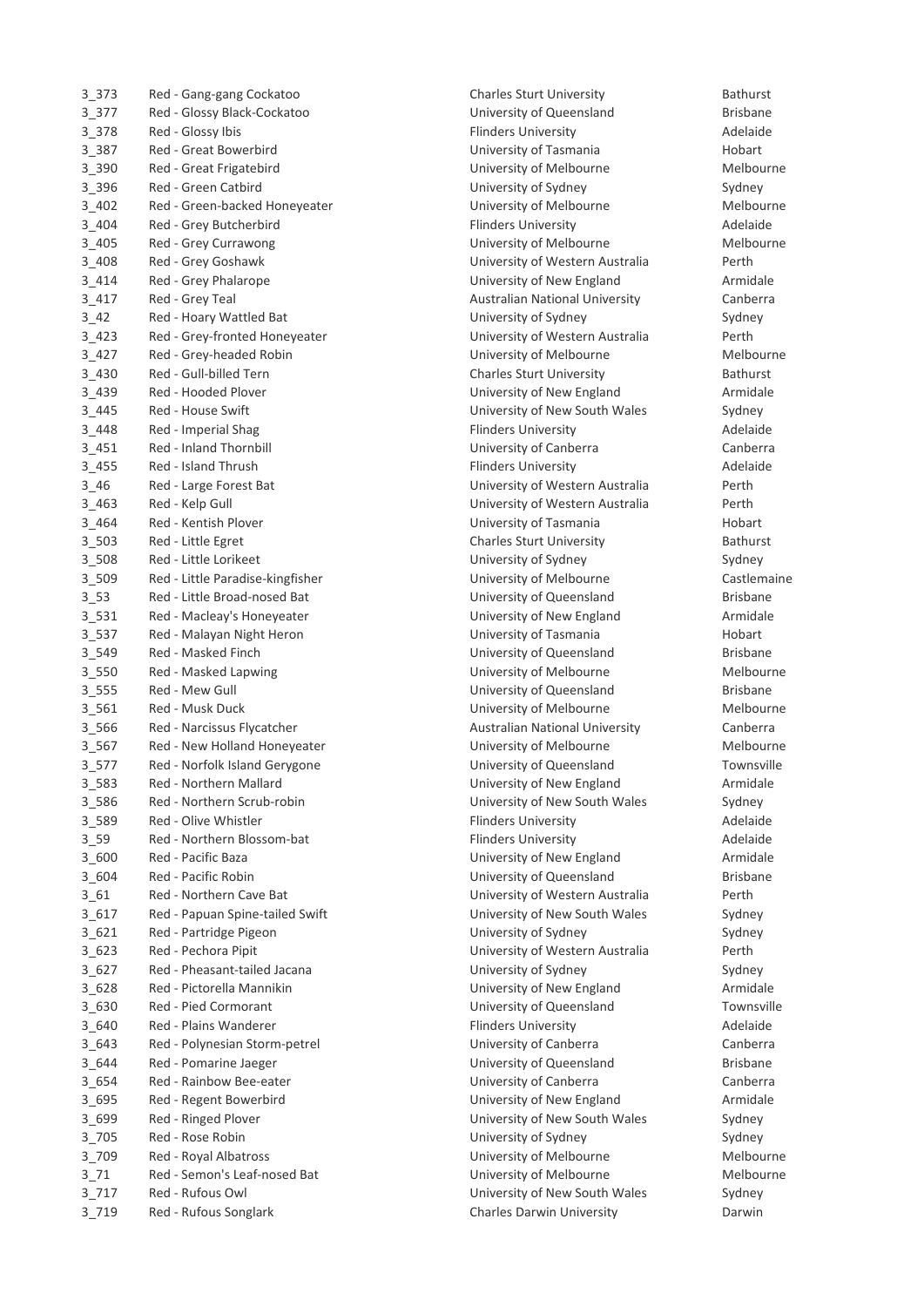| | | | |
|---|---|---|---|
| 3_373 | Red - Gang-gang Cockatoo | Charles Sturt University | Bathurst |
| 3_377 | Red - Glossy Black-Cockatoo | University of Queensland | Brisbane |
| 3_378 | Red - Glossy Ibis | Flinders University | Adelaide |
| 3_387 | Red - Great Bowerbird | University of Tasmania | Hobart |
| 3_390 | Red - Great Frigatebird | University of Melbourne | Melbourne |
| 3_396 | Red - Green Catbird | University of Sydney | Sydney |
| 3_402 | Red - Green-backed Honeyeater | University of Melbourne | Melbourne |
| 3_404 | Red - Grey Butcherbird | Flinders University | Adelaide |
| 3_405 | Red - Grey Currawong | University of Melbourne | Melbourne |
| 3_408 | Red - Grey Goshawk | University of Western Australia | Perth |
| 3_414 | Red - Grey Phalarope | University of New England | Armidale |
| 3_417 | Red - Grey Teal | Australian National University | Canberra |
| 3_42 | Red - Hoary Wattled Bat | University of Sydney | Sydney |
| 3_423 | Red - Grey-fronted Honeyeater | University of Western Australia | Perth |
| 3_427 | Red - Grey-headed Robin | University of Melbourne | Melbourne |
| 3_430 | Red - Gull-billed Tern | Charles Sturt University | Bathurst |
| 3_439 | Red - Hooded Plover | University of New England | Armidale |
| 3_445 | Red - House Swift | University of New South Wales | Sydney |
| 3_448 | Red - Imperial Shag | Flinders University | Adelaide |
| 3_451 | Red - Inland Thornbill | University of Canberra | Canberra |
| 3_455 | Red - Island Thrush | Flinders University | Adelaide |
| 3_46 | Red - Large Forest Bat | University of Western Australia | Perth |
| 3_463 | Red - Kelp Gull | University of Western Australia | Perth |
| 3_464 | Red - Kentish Plover | University of Tasmania | Hobart |
| 3_503 | Red - Little Egret | Charles Sturt University | Bathurst |
| 3_508 | Red - Little Lorikeet | University of Sydney | Sydney |
| 3_509 | Red - Little Paradise-kingfisher | University of Melbourne | Castlemaine |
| 3_53 | Red - Little Broad-nosed Bat | University of Queensland | Brisbane |
| 3_531 | Red - Macleay's Honeyeater | University of New England | Armidale |
| 3_537 | Red - Malayan Night Heron | University of Tasmania | Hobart |
| 3_549 | Red - Masked Finch | University of Queensland | Brisbane |
| 3_550 | Red - Masked Lapwing | University of Melbourne | Melbourne |
| 3_555 | Red - Mew Gull | University of Queensland | Brisbane |
| 3_561 | Red - Musk Duck | University of Melbourne | Melbourne |
| 3_566 | Red - Narcissus Flycatcher | Australian National University | Canberra |
| 3_567 | Red - New Holland Honeyeater | University of Melbourne | Melbourne |
| 3_577 | Red - Norfolk Island Gerygone | University of Queensland | Townsville |
| 3_583 | Red - Northern Mallard | University of New England | Armidale |
| 3_586 | Red - Northern Scrub-robin | University of New South Wales | Sydney |
| 3_589 | Red - Olive Whistler | Flinders University | Adelaide |
| 3_59 | Red - Northern Blossom-bat | Flinders University | Adelaide |
| 3_600 | Red - Pacific Baza | University of New England | Armidale |
| 3_604 | Red - Pacific Robin | University of Queensland | Brisbane |
| 3_61 | Red - Northern Cave Bat | University of Western Australia | Perth |
| 3_617 | Red - Papuan Spine-tailed Swift | University of New South Wales | Sydney |
| 3_621 | Red - Partridge Pigeon | University of Sydney | Sydney |
| 3_623 | Red - Pechora Pipit | University of Western Australia | Perth |
| 3_627 | Red - Pheasant-tailed Jacana | University of Sydney | Sydney |
| 3_628 | Red - Pictorella Mannikin | University of New England | Armidale |
| 3_630 | Red - Pied Cormorant | University of Queensland | Townsville |
| 3_640 | Red - Plains Wanderer | Flinders University | Adelaide |
| 3_643 | Red - Polynesian Storm-petrel | University of Canberra | Canberra |
| 3_644 | Red - Pomarine Jaeger | University of Queensland | Brisbane |
| 3_654 | Red - Rainbow Bee-eater | University of Canberra | Canberra |
| 3_695 | Red - Regent Bowerbird | University of New England | Armidale |
| 3_699 | Red - Ringed Plover | University of New South Wales | Sydney |
| 3_705 | Red - Rose Robin | University of Sydney | Sydney |
| 3_709 | Red - Royal Albatross | University of Melbourne | Melbourne |
| 3_71 | Red - Semon's Leaf-nosed Bat | University of Melbourne | Melbourne |
| 3_717 | Red - Rufous Owl | University of New South Wales | Sydney |
| 3_719 | Red - Rufous Songlark | Charles Darwin University | Darwin |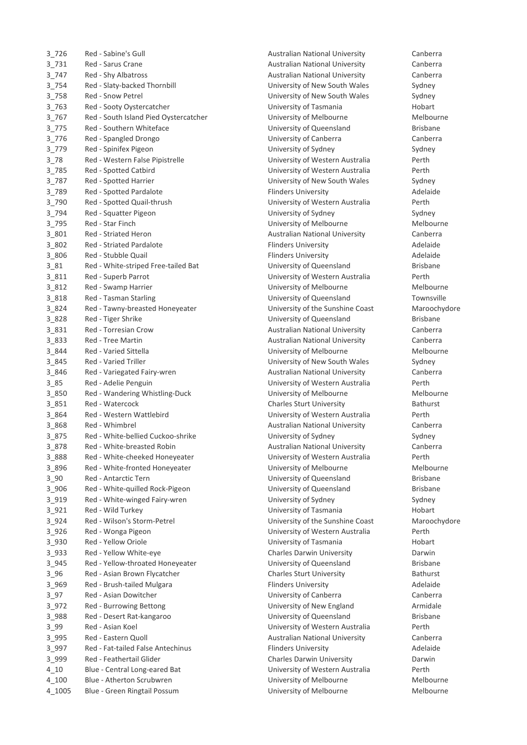| | | | |
|---|---|---|---|
| 3_726 | Red - Sabine's Gull | Australian National University | Canberra |
| 3_731 | Red - Sarus Crane | Australian National University | Canberra |
| 3_747 | Red - Shy Albatross | Australian National University | Canberra |
| 3_754 | Red - Slaty-backed Thornbill | University of New South Wales | Sydney |
| 3_758 | Red - Snow Petrel | University of New South Wales | Sydney |
| 3_763 | Red - Sooty Oystercatcher | University of Tasmania | Hobart |
| 3_767 | Red - South Island Pied Oystercatcher | University of Melbourne | Melbourne |
| 3_775 | Red - Southern Whiteface | University of Queensland | Brisbane |
| 3_776 | Red - Spangled Drongo | University of Canberra | Canberra |
| 3_779 | Red - Spinifex Pigeon | University of Sydney | Sydney |
| 3_78 | Red - Western False Pipistrelle | University of Western Australia | Perth |
| 3_785 | Red - Spotted Catbird | University of Western Australia | Perth |
| 3_787 | Red - Spotted Harrier | University of New South Wales | Sydney |
| 3_789 | Red - Spotted Pardalote | Flinders University | Adelaide |
| 3_790 | Red - Spotted Quail-thrush | University of Western Australia | Perth |
| 3_794 | Red - Squatter Pigeon | University of Sydney | Sydney |
| 3_795 | Red - Star Finch | University of Melbourne | Melbourne |
| 3_801 | Red - Striated Heron | Australian National University | Canberra |
| 3_802 | Red - Striated Pardalote | Flinders University | Adelaide |
| 3_806 | Red - Stubble Quail | Flinders University | Adelaide |
| 3_81 | Red - White-striped Free-tailed Bat | University of Queensland | Brisbane |
| 3_811 | Red - Superb Parrot | University of Western Australia | Perth |
| 3_812 | Red - Swamp Harrier | University of Melbourne | Melbourne |
| 3_818 | Red - Tasman Starling | University of Queensland | Townsville |
| 3_824 | Red - Tawny-breasted Honeyeater | University of the Sunshine Coast | Maroochydore |
| 3_828 | Red - Tiger Shrike | University of Queensland | Brisbane |
| 3_831 | Red - Torresian Crow | Australian National University | Canberra |
| 3_833 | Red - Tree Martin | Australian National University | Canberra |
| 3_844 | Red - Varied Sittella | University of Melbourne | Melbourne |
| 3_845 | Red - Varied Triller | University of New South Wales | Sydney |
| 3_846 | Red - Variegated Fairy-wren | Australian National University | Canberra |
| 3_85 | Red - Adelie Penguin | University of Western Australia | Perth |
| 3_850 | Red - Wandering Whistling-Duck | University of Melbourne | Melbourne |
| 3_851 | Red - Watercock | Charles Sturt University | Bathurst |
| 3_864 | Red - Western Wattlebird | University of Western Australia | Perth |
| 3_868 | Red - Whimbrel | Australian National University | Canberra |
| 3_875 | Red - White-bellied Cuckoo-shrike | University of Sydney | Sydney |
| 3_878 | Red - White-breasted Robin | Australian National University | Canberra |
| 3_888 | Red - White-cheeked Honeyeater | University of Western Australia | Perth |
| 3_896 | Red - White-fronted Honeyeater | University of Melbourne | Melbourne |
| 3_90 | Red - Antarctic Tern | University of Queensland | Brisbane |
| 3_906 | Red - White-quilled Rock-Pigeon | University of Queensland | Brisbane |
| 3_919 | Red - White-winged Fairy-wren | University of Sydney | Sydney |
| 3_921 | Red - Wild Turkey | University of Tasmania | Hobart |
| 3_924 | Red - Wilson's Storm-Petrel | University of the Sunshine Coast | Maroochydore |
| 3_926 | Red - Wonga Pigeon | University of Western Australia | Perth |
| 3_930 | Red - Yellow Oriole | University of Tasmania | Hobart |
| 3_933 | Red - Yellow White-eye | Charles Darwin University | Darwin |
| 3_945 | Red - Yellow-throated Honeyeater | University of Queensland | Brisbane |
| 3_96 | Red - Asian Brown Flycatcher | Charles Sturt University | Bathurst |
| 3_969 | Red - Brush-tailed Mulgara | Flinders University | Adelaide |
| 3_97 | Red - Asian Dowitcher | University of Canberra | Canberra |
| 3_972 | Red - Burrowing Bettong | University of New England | Armidale |
| 3_988 | Red - Desert Rat-kangaroo | University of Queensland | Brisbane |
| 3_99 | Red - Asian Koel | University of Western Australia | Perth |
| 3_995 | Red - Eastern Quoll | Australian National University | Canberra |
| 3_997 | Red - Fat-tailed False Antechinus | Flinders University | Adelaide |
| 3_999 | Red - Feathertail Glider | Charles Darwin University | Darwin |
| 4_10 | Blue - Central Long-eared Bat | University of Western Australia | Perth |
| 4_100 | Blue - Atherton Scrubwren | University of Melbourne | Melbourne |
| 4_1005 | Blue - Green Ringtail Possum | University of Melbourne | Melbourne |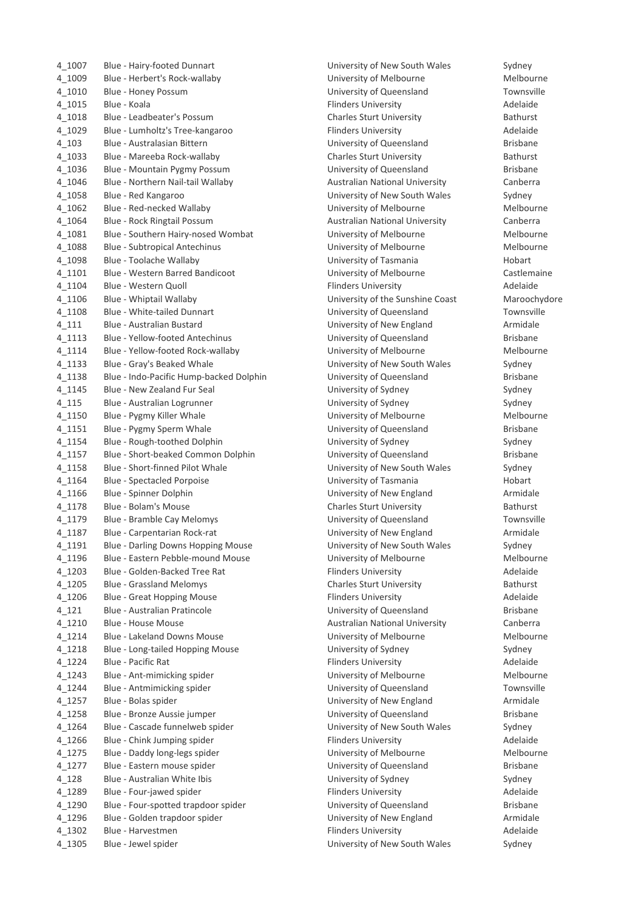| | | | |
|---|---|---|---|
| 4_1007 | Blue - Hairy-footed Dunnart | University of New South Wales | Sydney |
| 4_1009 | Blue - Herbert's Rock-wallaby | University of Melbourne | Melbourne |
| 4_1010 | Blue - Honey Possum | University of Queensland | Townsville |
| 4_1015 | Blue - Koala | Flinders University | Adelaide |
| 4_1018 | Blue - Leadbeater's Possum | Charles Sturt University | Bathurst |
| 4_1029 | Blue - Lumholtz's Tree-kangaroo | Flinders University | Adelaide |
| 4_103 | Blue - Australasian Bittern | University of Queensland | Brisbane |
| 4_1033 | Blue - Mareeba Rock-wallaby | Charles Sturt University | Bathurst |
| 4_1036 | Blue - Mountain Pygmy Possum | University of Queensland | Brisbane |
| 4_1046 | Blue - Northern Nail-tail Wallaby | Australian National University | Canberra |
| 4_1058 | Blue - Red Kangaroo | University of New South Wales | Sydney |
| 4_1062 | Blue - Red-necked Wallaby | University of Melbourne | Melbourne |
| 4_1064 | Blue - Rock Ringtail Possum | Australian National University | Canberra |
| 4_1081 | Blue - Southern Hairy-nosed Wombat | University of Melbourne | Melbourne |
| 4_1088 | Blue - Subtropical Antechinus | University of Melbourne | Melbourne |
| 4_1098 | Blue - Toolache Wallaby | University of Tasmania | Hobart |
| 4_1101 | Blue - Western Barred Bandicoot | University of Melbourne | Castlemaine |
| 4_1104 | Blue - Western Quoll | Flinders University | Adelaide |
| 4_1106 | Blue - Whiptail Wallaby | University of the Sunshine Coast | Maroochydore |
| 4_1108 | Blue - White-tailed Dunnart | University of Queensland | Townsville |
| 4_111 | Blue - Australian Bustard | University of New England | Armidale |
| 4_1113 | Blue - Yellow-footed Antechinus | University of Queensland | Brisbane |
| 4_1114 | Blue - Yellow-footed Rock-wallaby | University of Melbourne | Melbourne |
| 4_1133 | Blue - Gray's Beaked Whale | University of New South Wales | Sydney |
| 4_1138 | Blue - Indo-Pacific Hump-backed Dolphin | University of Queensland | Brisbane |
| 4_1145 | Blue - New Zealand Fur Seal | University of Sydney | Sydney |
| 4_115 | Blue - Australian Logrunner | University of Sydney | Sydney |
| 4_1150 | Blue - Pygmy Killer Whale | University of Melbourne | Melbourne |
| 4_1151 | Blue - Pygmy Sperm Whale | University of Queensland | Brisbane |
| 4_1154 | Blue - Rough-toothed Dolphin | University of Sydney | Sydney |
| 4_1157 | Blue - Short-beaked Common Dolphin | University of Queensland | Brisbane |
| 4_1158 | Blue - Short-finned Pilot Whale | University of New South Wales | Sydney |
| 4_1164 | Blue - Spectacled Porpoise | University of Tasmania | Hobart |
| 4_1166 | Blue - Spinner Dolphin | University of New England | Armidale |
| 4_1178 | Blue - Bolam's Mouse | Charles Sturt University | Bathurst |
| 4_1179 | Blue - Bramble Cay Melomys | University of Queensland | Townsville |
| 4_1187 | Blue - Carpentarian Rock-rat | University of New England | Armidale |
| 4_1191 | Blue - Darling Downs Hopping Mouse | University of New South Wales | Sydney |
| 4_1196 | Blue - Eastern Pebble-mound Mouse | University of Melbourne | Melbourne |
| 4_1203 | Blue - Golden-Backed Tree Rat | Flinders University | Adelaide |
| 4_1205 | Blue - Grassland Melomys | Charles Sturt University | Bathurst |
| 4_1206 | Blue - Great Hopping Mouse | Flinders University | Adelaide |
| 4_121 | Blue - Australian Pratincole | University of Queensland | Brisbane |
| 4_1210 | Blue - House Mouse | Australian National University | Canberra |
| 4_1214 | Blue - Lakeland Downs Mouse | University of Melbourne | Melbourne |
| 4_1218 | Blue - Long-tailed Hopping Mouse | University of Sydney | Sydney |
| 4_1224 | Blue - Pacific Rat | Flinders University | Adelaide |
| 4_1243 | Blue - Ant-mimicking spider | University of Melbourne | Melbourne |
| 4_1244 | Blue - Antmimicking spider | University of Queensland | Townsville |
| 4_1257 | Blue - Bolas spider | University of New England | Armidale |
| 4_1258 | Blue - Bronze Aussie jumper | University of Queensland | Brisbane |
| 4_1264 | Blue - Cascade funnelweb spider | University of New South Wales | Sydney |
| 4_1266 | Blue - Chink Jumping spider | Flinders University | Adelaide |
| 4_1275 | Blue - Daddy long-legs spider | University of Melbourne | Melbourne |
| 4_1277 | Blue - Eastern mouse spider | University of Queensland | Brisbane |
| 4_128 | Blue - Australian White Ibis | University of Sydney | Sydney |
| 4_1289 | Blue - Four-jawed spider | Flinders University | Adelaide |
| 4_1290 | Blue - Four-spotted trapdoor spider | University of Queensland | Brisbane |
| 4_1296 | Blue - Golden trapdoor spider | University of New England | Armidale |
| 4_1302 | Blue - Harvestmen | Flinders University | Adelaide |
| 4_1305 | Blue - Jewel spider | University of New South Wales | Sydney |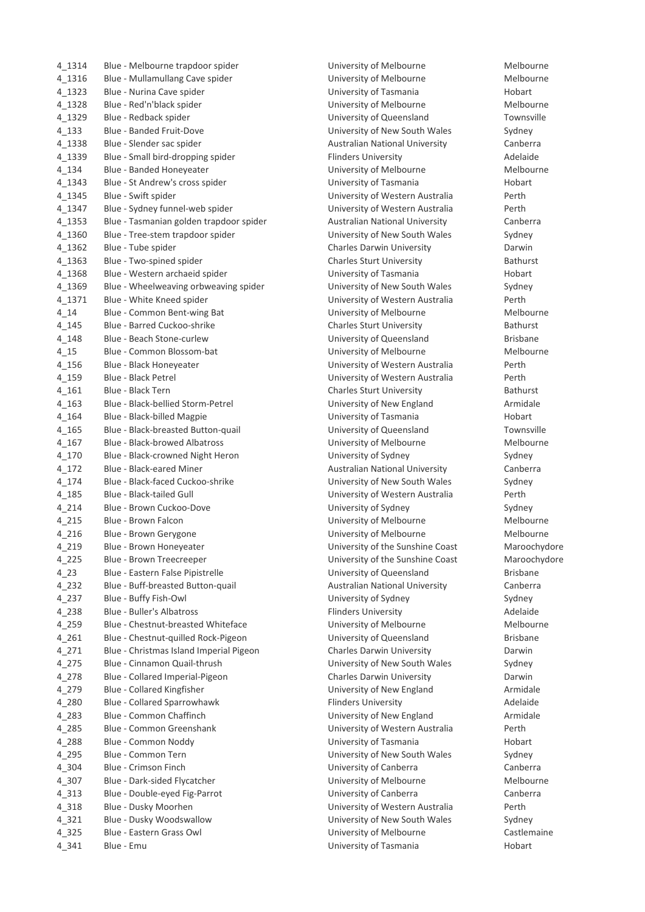| | | | |
|---|---|---|---|
| 4_1314 | Blue - Melbourne trapdoor spider | University of Melbourne | Melbourne |
| 4_1316 | Blue - Mullamullang Cave spider | University of Melbourne | Melbourne |
| 4_1323 | Blue - Nurina Cave spider | University of Tasmania | Hobart |
| 4_1328 | Blue - Red'n'black spider | University of Melbourne | Melbourne |
| 4_1329 | Blue - Redback spider | University of Queensland | Townsville |
| 4_133 | Blue - Banded Fruit-Dove | University of New South Wales | Sydney |
| 4_1338 | Blue - Slender sac spider | Australian National University | Canberra |
| 4_1339 | Blue - Small bird-dropping spider | Flinders University | Adelaide |
| 4_134 | Blue - Banded Honeyeater | University of Melbourne | Melbourne |
| 4_1343 | Blue - St Andrew's cross spider | University of Tasmania | Hobart |
| 4_1345 | Blue - Swift spider | University of Western Australia | Perth |
| 4_1347 | Blue - Sydney funnel-web spider | University of Western Australia | Perth |
| 4_1353 | Blue - Tasmanian golden trapdoor spider | Australian National University | Canberra |
| 4_1360 | Blue - Tree-stem trapdoor spider | University of New South Wales | Sydney |
| 4_1362 | Blue - Tube spider | Charles Darwin University | Darwin |
| 4_1363 | Blue - Two-spined spider | Charles Sturt University | Bathurst |
| 4_1368 | Blue - Western archaeid spider | University of Tasmania | Hobart |
| 4_1369 | Blue - Wheelweaving orbweaving spider | University of New South Wales | Sydney |
| 4_1371 | Blue - White Kneed spider | University of Western Australia | Perth |
| 4_14 | Blue - Common Bent-wing Bat | University of Melbourne | Melbourne |
| 4_145 | Blue - Barred Cuckoo-shrike | Charles Sturt University | Bathurst |
| 4_148 | Blue - Beach Stone-curlew | University of Queensland | Brisbane |
| 4_15 | Blue - Common Blossom-bat | University of Melbourne | Melbourne |
| 4_156 | Blue - Black Honeyeater | University of Western Australia | Perth |
| 4_159 | Blue - Black Petrel | University of Western Australia | Perth |
| 4_161 | Blue - Black Tern | Charles Sturt University | Bathurst |
| 4_163 | Blue - Black-bellied Storm-Petrel | University of New England | Armidale |
| 4_164 | Blue - Black-billed Magpie | University of Tasmania | Hobart |
| 4_165 | Blue - Black-breasted Button-quail | University of Queensland | Townsville |
| 4_167 | Blue - Black-browed Albatross | University of Melbourne | Melbourne |
| 4_170 | Blue - Black-crowned Night Heron | University of Sydney | Sydney |
| 4_172 | Blue - Black-eared Miner | Australian National University | Canberra |
| 4_174 | Blue - Black-faced Cuckoo-shrike | University of New South Wales | Sydney |
| 4_185 | Blue - Black-tailed Gull | University of Western Australia | Perth |
| 4_214 | Blue - Brown Cuckoo-Dove | University of Sydney | Sydney |
| 4_215 | Blue - Brown Falcon | University of Melbourne | Melbourne |
| 4_216 | Blue - Brown Gerygone | University of Melbourne | Melbourne |
| 4_219 | Blue - Brown Honeyeater | University of the Sunshine Coast | Maroochydore |
| 4_225 | Blue - Brown Treecreeper | University of the Sunshine Coast | Maroochydore |
| 4_23 | Blue - Eastern False Pipistrelle | University of Queensland | Brisbane |
| 4_232 | Blue - Buff-breasted Button-quail | Australian National University | Canberra |
| 4_237 | Blue - Buffy Fish-Owl | University of Sydney | Sydney |
| 4_238 | Blue - Buller's Albatross | Flinders University | Adelaide |
| 4_259 | Blue - Chestnut-breasted Whiteface | University of Melbourne | Melbourne |
| 4_261 | Blue - Chestnut-quilled Rock-Pigeon | University of Queensland | Brisbane |
| 4_271 | Blue - Christmas Island Imperial Pigeon | Charles Darwin University | Darwin |
| 4_275 | Blue - Cinnamon Quail-thrush | University of New South Wales | Sydney |
| 4_278 | Blue - Collared Imperial-Pigeon | Charles Darwin University | Darwin |
| 4_279 | Blue - Collared Kingfisher | University of New England | Armidale |
| 4_280 | Blue - Collared Sparrowhawk | Flinders University | Adelaide |
| 4_283 | Blue - Common Chaffinch | University of New England | Armidale |
| 4_285 | Blue - Common Greenshank | University of Western Australia | Perth |
| 4_288 | Blue - Common Noddy | University of Tasmania | Hobart |
| 4_295 | Blue - Common Tern | University of New South Wales | Sydney |
| 4_304 | Blue - Crimson Finch | University of Canberra | Canberra |
| 4_307 | Blue - Dark-sided Flycatcher | University of Melbourne | Melbourne |
| 4_313 | Blue - Double-eyed Fig-Parrot | University of Canberra | Canberra |
| 4_318 | Blue - Dusky Moorhen | University of Western Australia | Perth |
| 4_321 | Blue - Dusky Woodswallow | University of New South Wales | Sydney |
| 4_325 | Blue - Eastern Grass Owl | University of Melbourne | Castlemaine |
| 4_341 | Blue - Emu | University of Tasmania | Hobart |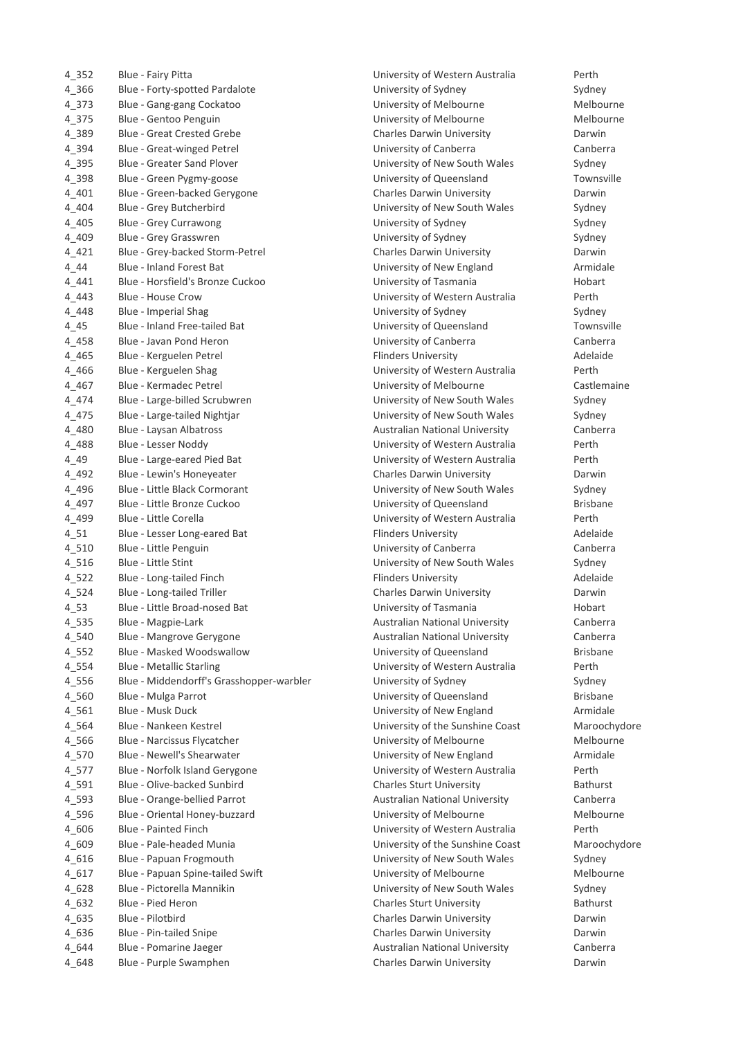| | | | |
|---|---|---|---|
| 4_352 | Blue - Fairy Pitta | University of Western Australia | Perth |
| 4_366 | Blue - Forty-spotted Pardalote | University of Sydney | Sydney |
| 4_373 | Blue - Gang-gang Cockatoo | University of Melbourne | Melbourne |
| 4_375 | Blue - Gentoo Penguin | University of Melbourne | Melbourne |
| 4_389 | Blue - Great Crested Grebe | Charles Darwin University | Darwin |
| 4_394 | Blue - Great-winged Petrel | University of Canberra | Canberra |
| 4_395 | Blue - Greater Sand Plover | University of New South Wales | Sydney |
| 4_398 | Blue - Green Pygmy-goose | University of Queensland | Townsville |
| 4_401 | Blue - Green-backed Gerygone | Charles Darwin University | Darwin |
| 4_404 | Blue - Grey Butcherbird | University of New South Wales | Sydney |
| 4_405 | Blue - Grey Currawong | University of Sydney | Sydney |
| 4_409 | Blue - Grey Grasswren | University of Sydney | Sydney |
| 4_421 | Blue - Grey-backed Storm-Petrel | Charles Darwin University | Darwin |
| 4_44 | Blue - Inland Forest Bat | University of New England | Armidale |
| 4_441 | Blue - Horsfield's Bronze Cuckoo | University of Tasmania | Hobart |
| 4_443 | Blue - House Crow | University of Western Australia | Perth |
| 4_448 | Blue - Imperial Shag | University of Sydney | Sydney |
| 4_45 | Blue - Inland Free-tailed Bat | University of Queensland | Townsville |
| 4_458 | Blue - Javan Pond Heron | University of Canberra | Canberra |
| 4_465 | Blue - Kerguelen Petrel | Flinders University | Adelaide |
| 4_466 | Blue - Kerguelen Shag | University of Western Australia | Perth |
| 4_467 | Blue - Kermadec Petrel | University of Melbourne | Castlemaine |
| 4_474 | Blue - Large-billed Scrubwren | University of New South Wales | Sydney |
| 4_475 | Blue - Large-tailed Nightjar | University of New South Wales | Sydney |
| 4_480 | Blue - Laysan Albatross | Australian National University | Canberra |
| 4_488 | Blue - Lesser Noddy | University of Western Australia | Perth |
| 4_49 | Blue - Large-eared Pied Bat | University of Western Australia | Perth |
| 4_492 | Blue - Lewin's Honeyeater | Charles Darwin University | Darwin |
| 4_496 | Blue - Little Black Cormorant | University of New South Wales | Sydney |
| 4_497 | Blue - Little Bronze Cuckoo | University of Queensland | Brisbane |
| 4_499 | Blue - Little Corella | University of Western Australia | Perth |
| 4_51 | Blue - Lesser Long-eared Bat | Flinders University | Adelaide |
| 4_510 | Blue - Little Penguin | University of Canberra | Canberra |
| 4_516 | Blue - Little Stint | University of New South Wales | Sydney |
| 4_522 | Blue - Long-tailed Finch | Flinders University | Adelaide |
| 4_524 | Blue - Long-tailed Triller | Charles Darwin University | Darwin |
| 4_53 | Blue - Little Broad-nosed Bat | University of Tasmania | Hobart |
| 4_535 | Blue - Magpie-Lark | Australian National University | Canberra |
| 4_540 | Blue - Mangrove Gerygone | Australian National University | Canberra |
| 4_552 | Blue - Masked Woodswallow | University of Queensland | Brisbane |
| 4_554 | Blue - Metallic Starling | University of Western Australia | Perth |
| 4_556 | Blue - Middendorff's Grasshopper-warbler | University of Sydney | Sydney |
| 4_560 | Blue - Mulga Parrot | University of Queensland | Brisbane |
| 4_561 | Blue - Musk Duck | University of New England | Armidale |
| 4_564 | Blue - Nankeen Kestrel | University of the Sunshine Coast | Maroochydore |
| 4_566 | Blue - Narcissus Flycatcher | University of Melbourne | Melbourne |
| 4_570 | Blue - Newell's Shearwater | University of New England | Armidale |
| 4_577 | Blue - Norfolk Island Gerygone | University of Western Australia | Perth |
| 4_591 | Blue - Olive-backed Sunbird | Charles Sturt University | Bathurst |
| 4_593 | Blue - Orange-bellied Parrot | Australian National University | Canberra |
| 4_596 | Blue - Oriental Honey-buzzard | University of Melbourne | Melbourne |
| 4_606 | Blue - Painted Finch | University of Western Australia | Perth |
| 4_609 | Blue - Pale-headed Munia | University of the Sunshine Coast | Maroochydore |
| 4_616 | Blue - Papuan Frogmouth | University of New South Wales | Sydney |
| 4_617 | Blue - Papuan Spine-tailed Swift | University of Melbourne | Melbourne |
| 4_628 | Blue - Pictorella Mannikin | University of New South Wales | Sydney |
| 4_632 | Blue - Pied Heron | Charles Sturt University | Bathurst |
| 4_635 | Blue - Pilotbird | Charles Darwin University | Darwin |
| 4_636 | Blue - Pin-tailed Snipe | Charles Darwin University | Darwin |
| 4_644 | Blue - Pomarine Jaeger | Australian National University | Canberra |
| 4_648 | Blue - Purple Swamphen | Charles Darwin University | Darwin |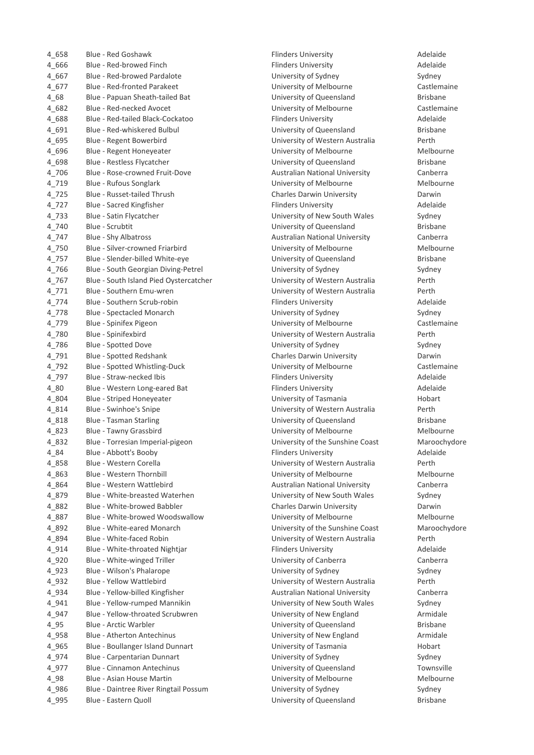| | | | |
|---|---|---|---|
| 4_658 | Blue - Red Goshawk | Flinders University | Adelaide |
| 4_666 | Blue - Red-browed Finch | Flinders University | Adelaide |
| 4_667 | Blue - Red-browed Pardalote | University of Sydney | Sydney |
| 4_677 | Blue - Red-fronted Parakeet | University of Melbourne | Castlemaine |
| 4_68 | Blue - Papuan Sheath-tailed Bat | University of Queensland | Brisbane |
| 4_682 | Blue - Red-necked Avocet | University of Melbourne | Castlemaine |
| 4_688 | Blue - Red-tailed Black-Cockatoo | Flinders University | Adelaide |
| 4_691 | Blue - Red-whiskered Bulbul | University of Queensland | Brisbane |
| 4_695 | Blue - Regent Bowerbird | University of Western Australia | Perth |
| 4_696 | Blue - Regent Honeyeater | University of Melbourne | Melbourne |
| 4_698 | Blue - Restless Flycatcher | University of Queensland | Brisbane |
| 4_706 | Blue - Rose-crowned Fruit-Dove | Australian National University | Canberra |
| 4_719 | Blue - Rufous Songlark | University of Melbourne | Melbourne |
| 4_725 | Blue - Russet-tailed Thrush | Charles Darwin University | Darwin |
| 4_727 | Blue - Sacred Kingfisher | Flinders University | Adelaide |
| 4_733 | Blue - Satin Flycatcher | University of New South Wales | Sydney |
| 4_740 | Blue - Scrubtit | University of Queensland | Brisbane |
| 4_747 | Blue - Shy Albatross | Australian National University | Canberra |
| 4_750 | Blue - Silver-crowned Friarbird | University of Melbourne | Melbourne |
| 4_757 | Blue - Slender-billed White-eye | University of Queensland | Brisbane |
| 4_766 | Blue - South Georgian Diving-Petrel | University of Sydney | Sydney |
| 4_767 | Blue - South Island Pied Oystercatcher | University of Western Australia | Perth |
| 4_771 | Blue - Southern Emu-wren | University of Western Australia | Perth |
| 4_774 | Blue - Southern Scrub-robin | Flinders University | Adelaide |
| 4_778 | Blue - Spectacled Monarch | University of Sydney | Sydney |
| 4_779 | Blue - Spinifex Pigeon | University of Melbourne | Castlemaine |
| 4_780 | Blue - Spinifexbird | University of Western Australia | Perth |
| 4_786 | Blue - Spotted Dove | University of Sydney | Sydney |
| 4_791 | Blue - Spotted Redshank | Charles Darwin University | Darwin |
| 4_792 | Blue - Spotted Whistling-Duck | University of Melbourne | Castlemaine |
| 4_797 | Blue - Straw-necked Ibis | Flinders University | Adelaide |
| 4_80 | Blue - Western Long-eared Bat | Flinders University | Adelaide |
| 4_804 | Blue - Striped Honeyeater | University of Tasmania | Hobart |
| 4_814 | Blue - Swinhoe's Snipe | University of Western Australia | Perth |
| 4_818 | Blue - Tasman Starling | University of Queensland | Brisbane |
| 4_823 | Blue - Tawny Grassbird | University of Melbourne | Melbourne |
| 4_832 | Blue - Torresian Imperial-pigeon | University of the Sunshine Coast | Maroochydore |
| 4_84 | Blue - Abbott's Booby | Flinders University | Adelaide |
| 4_858 | Blue - Western Corella | University of Western Australia | Perth |
| 4_863 | Blue - Western Thornbill | University of Melbourne | Melbourne |
| 4_864 | Blue - Western Wattlebird | Australian National University | Canberra |
| 4_879 | Blue - White-breasted Waterhen | University of New South Wales | Sydney |
| 4_882 | Blue - White-browed Babbler | Charles Darwin University | Darwin |
| 4_887 | Blue - White-browed Woodswallow | University of Melbourne | Melbourne |
| 4_892 | Blue - White-eared Monarch | University of the Sunshine Coast | Maroochydore |
| 4_894 | Blue - White-faced Robin | University of Western Australia | Perth |
| 4_914 | Blue - White-throated Nightjar | Flinders University | Adelaide |
| 4_920 | Blue - White-winged Triller | University of Canberra | Canberra |
| 4_923 | Blue - Wilson's Phalarope | University of Sydney | Sydney |
| 4_932 | Blue - Yellow Wattlebird | University of Western Australia | Perth |
| 4_934 | Blue - Yellow-billed Kingfisher | Australian National University | Canberra |
| 4_941 | Blue - Yellow-rumped Mannikin | University of New South Wales | Sydney |
| 4_947 | Blue - Yellow-throated Scrubwren | University of New England | Armidale |
| 4_95 | Blue - Arctic Warbler | University of Queensland | Brisbane |
| 4_958 | Blue - Atherton Antechinus | University of New England | Armidale |
| 4_965 | Blue - Boullanger Island Dunnart | University of Tasmania | Hobart |
| 4_974 | Blue - Carpentarian Dunnart | University of Sydney | Sydney |
| 4_977 | Blue - Cinnamon Antechinus | University of Queensland | Townsville |
| 4_98 | Blue - Asian House Martin | University of Melbourne | Melbourne |
| 4_986 | Blue - Daintree River Ringtail Possum | University of Sydney | Sydney |
| 4_995 | Blue - Eastern Quoll | University of Queensland | Brisbane |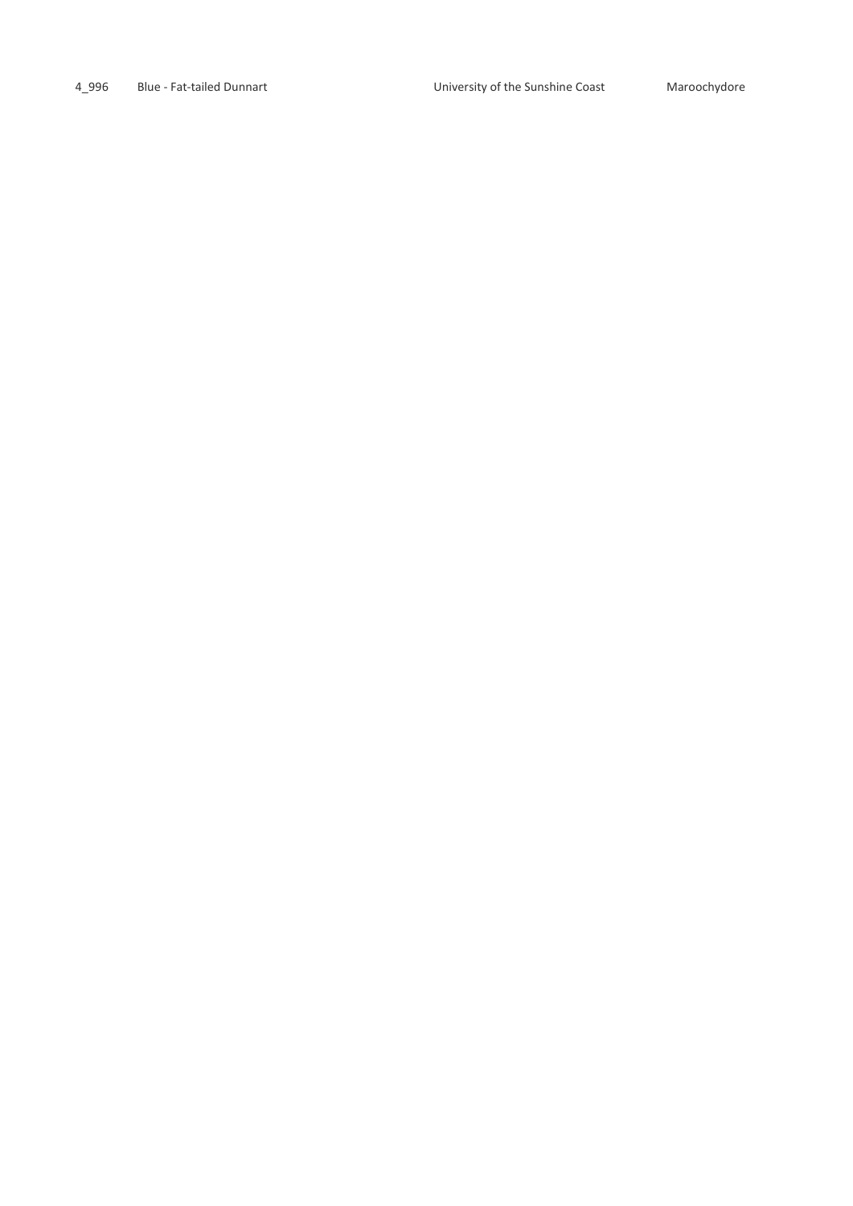| | | | |
|---|---|---|---|
| 4_996 | Blue - Fat-tailed Dunnart | University of the Sunshine Coast | Maroochydore |